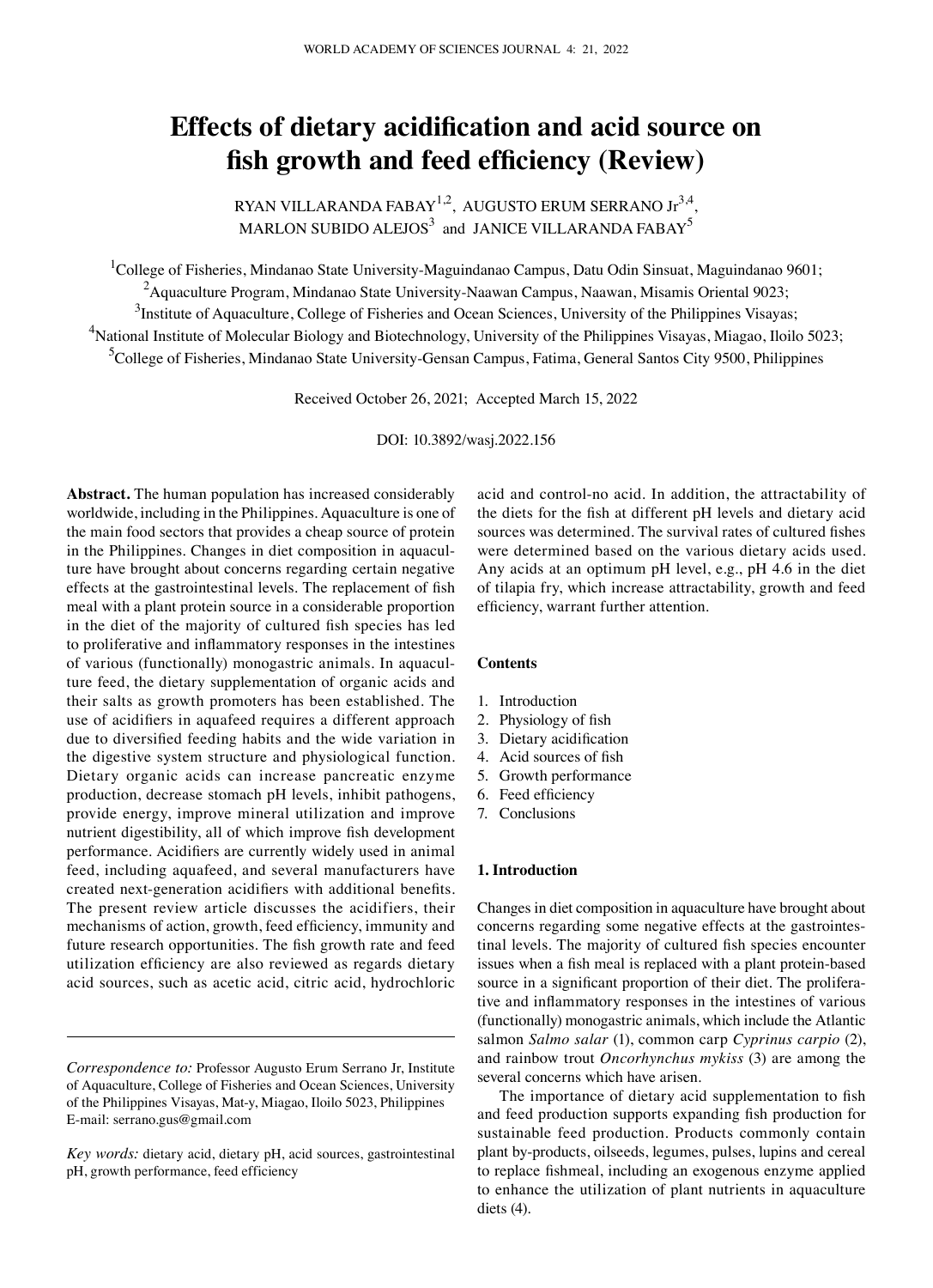# Effects of dietary acidification and acid source on fish growth and feed efficiency (Review)

RYAN VILLARANDA FABAY[1,2], AUGUSTO ERUM SERRANO Jr[3,4], MARLON SUBIDO ALEJOS[3] and JANICE VILLARANDA FABAY[5]

[1]College of Fisheries, Mindanao State University-Maguindanao Campus, Datu Odin Sinsuat, Maguindanao 9601; [2]Aquaculture Program, Mindanao State University-Naawan Campus, Naawan, Misamis Oriental 9023; [3]Institute of Aquaculture, College of Fisheries and Ocean Sciences, University of the Philippines Visayas; [4]National Institute of Molecular Biology and Biotechnology, University of the Philippines Visayas, Miagao, Iloilo 5023; [5]College of Fisheries, Mindanao State University-Gensan Campus, Fatima, General Santos City 9500, Philippines

Received October 26, 2021; Accepted March 15, 2022

DOI: 10.3892/wasj.2022.156

**Abstract.** The human population has increased considerably worldwide, including in the Philippines. Aquaculture is one of the main food sectors that provides a cheap source of protein in the Philippines. Changes in diet composition in aquaculture have brought about concerns regarding certain negative effects at the gastrointestinal levels. The replacement of fish meal with a plant protein source in a considerable proportion in the diet of the majority of cultured fish species has led to proliferative and inflammatory responses in the intestines of various (functionally) monogastric animals. In aquaculture feed, the dietary supplementation of organic acids and their salts as growth promoters has been established. The use of acidifiers in aquafeed requires a different approach due to diversified feeding habits and the wide variation in the digestive system structure and physiological function. Dietary organic acids can increase pancreatic enzyme production, decrease stomach pH levels, inhibit pathogens, provide energy, improve mineral utilization and improve nutrient digestibility, all of which improve fish development performance. Acidifiers are currently widely used in animal feed, including aquafeed, and several manufacturers have created next-generation acidifiers with additional benefits. The present review article discusses the acidifiers, their mechanisms of action, growth, feed efficiency, immunity and future research opportunities. The fish growth rate and feed utilization efficiency are also reviewed as regards dietary acid sources, such as acetic acid, citric acid, hydrochloric acid and control-no acid. In addition, the attractability of the diets for the fish at different pH levels and dietary acid sources was determined. The survival rates of cultured fishes were determined based on the various dietary acids used. Any acids at an optimum pH level, e.g., pH 4.6 in the diet of tilapia fry, which increase attractability, growth and feed efficiency, warrant further attention.

*Correspondence to:* Professor Augusto Erum Serrano Jr, Institute of Aquaculture, College of Fisheries and Ocean Sciences, University of the Philippines Visayas, Mat-y, Miagao, Iloilo 5023, Philippines
E-mail: serrano.gus@gmail.com

*Key words:* dietary acid, dietary pH, acid sources, gastrointestinal pH, growth performance, feed efficiency

**Contents**

1. Introduction
2. Physiology of fish
3. Dietary acidification
4. Acid sources of fish
5. Growth performance
6. Feed efficiency
7. Conclusions

## 1. Introduction

Changes in diet composition in aquaculture have brought about concerns regarding some negative effects at the gastrointestinal levels. The majority of cultured fish species encounter issues when a fish meal is replaced with a plant protein-based source in a significant proportion of their diet. The proliferative and inflammatory responses in the intestines of various (functionally) monogastric animals, which include the Atlantic salmon *Salmo salar* (1), common carp *Cyprinus carpio* (2), and rainbow trout *Oncorhynchus mykiss* (3) are among the several concerns which have arisen.

The importance of dietary acid supplementation to fish and feed production supports expanding fish production for sustainable feed production. Products commonly contain plant by-products, oilseeds, legumes, pulses, lupins and cereal to replace fishmeal, including an exogenous enzyme applied to enhance the utilization of plant nutrients in aquaculture diets (4).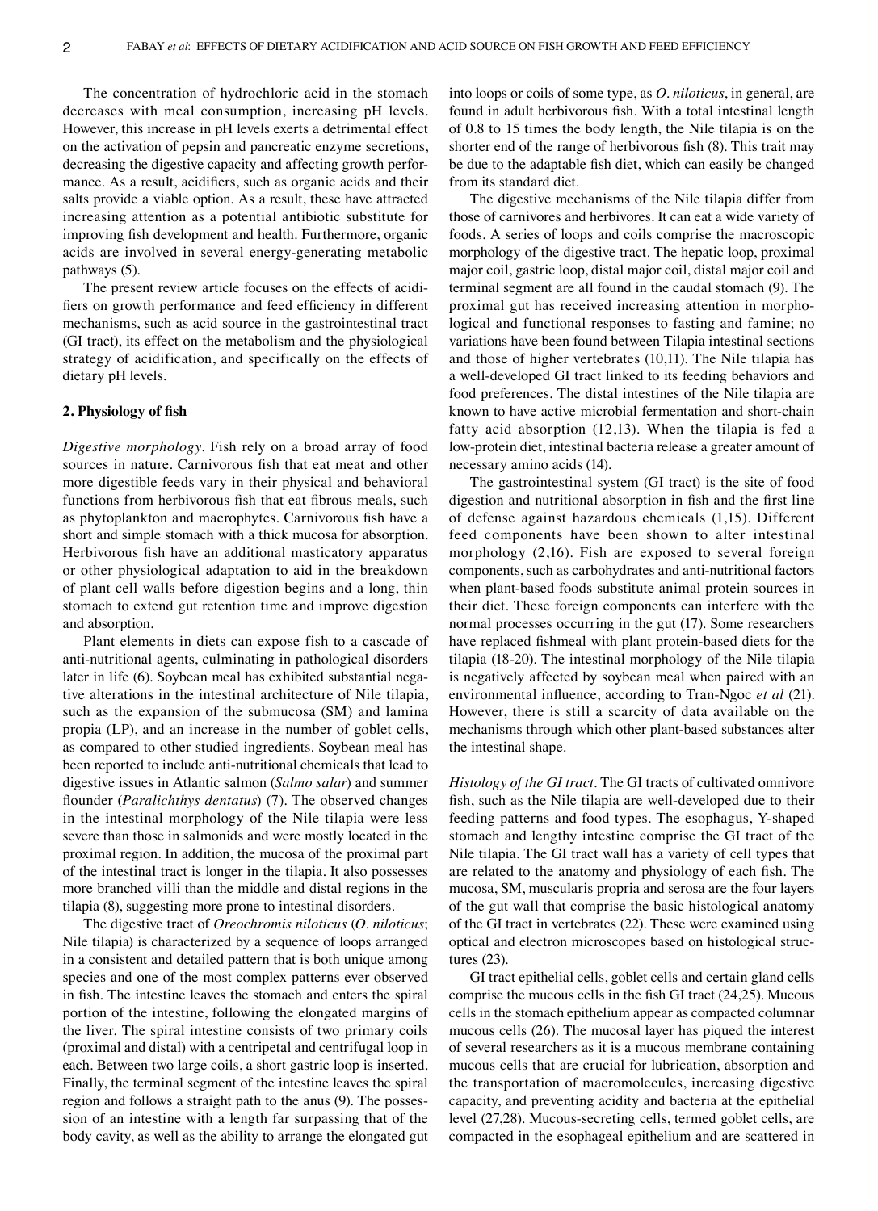The concentration of hydrochloric acid in the stomach decreases with meal consumption, increasing pH levels. However, this increase in pH levels exerts a detrimental effect on the activation of pepsin and pancreatic enzyme secretions, decreasing the digestive capacity and affecting growth performance. As a result, acidifiers, such as organic acids and their salts provide a viable option. As a result, these have attracted increasing attention as a potential antibiotic substitute for improving fish development and health. Furthermore, organic acids are involved in several energy-generating metabolic pathways (5).

The present review article focuses on the effects of acidifiers on growth performance and feed efficiency in different mechanisms, such as acid source in the gastrointestinal tract (GI tract), its effect on the metabolism and the physiological strategy of acidification, and specifically on the effects of dietary pH levels.

## 2. Physiology of fish

*Digestive morphology.* Fish rely on a broad array of food sources in nature. Carnivorous fish that eat meat and other more digestible feeds vary in their physical and behavioral functions from herbivorous fish that eat fibrous meals, such as phytoplankton and macrophytes. Carnivorous fish have a short and simple stomach with a thick mucosa for absorption. Herbivorous fish have an additional masticatory apparatus or other physiological adaptation to aid in the breakdown of plant cell walls before digestion begins and a long, thin stomach to extend gut retention time and improve digestion and absorption.

Plant elements in diets can expose fish to a cascade of anti-nutritional agents, culminating in pathological disorders later in life (6). Soybean meal has exhibited substantial negative alterations in the intestinal architecture of Nile tilapia, such as the expansion of the submucosa (SM) and lamina propia (LP), and an increase in the number of goblet cells, as compared to other studied ingredients. Soybean meal has been reported to include anti-nutritional chemicals that lead to digestive issues in Atlantic salmon (*Salmo salar*) and summer flounder (*Paralichthys dentatus*) (7). The observed changes in the intestinal morphology of the Nile tilapia were less severe than those in salmonids and were mostly located in the proximal region. In addition, the mucosa of the proximal part of the intestinal tract is longer in the tilapia. It also possesses more branched villi than the middle and distal regions in the tilapia (8), suggesting more prone to intestinal disorders.

The digestive tract of *Oreochromis niloticus* (*O. niloticus*; Nile tilapia) is characterized by a sequence of loops arranged in a consistent and detailed pattern that is both unique among species and one of the most complex patterns ever observed in fish. The intestine leaves the stomach and enters the spiral portion of the intestine, following the elongated margins of the liver. The spiral intestine consists of two primary coils (proximal and distal) with a centripetal and centrifugal loop in each. Between two large coils, a short gastric loop is inserted. Finally, the terminal segment of the intestine leaves the spiral region and follows a straight path to the anus (9). The possession of an intestine with a length far surpassing that of the body cavity, as well as the ability to arrange the elongated gut into loops or coils of some type, as *O. niloticus*, in general, are found in adult herbivorous fish. With a total intestinal length of 0.8 to 15 times the body length, the Nile tilapia is on the shorter end of the range of herbivorous fish (8). This trait may be due to the adaptable fish diet, which can easily be changed from its standard diet.

The digestive mechanisms of the Nile tilapia differ from those of carnivores and herbivores. It can eat a wide variety of foods. A series of loops and coils comprise the macroscopic morphology of the digestive tract. The hepatic loop, proximal major coil, gastric loop, distal major coil, distal major coil and terminal segment are all found in the caudal stomach (9). The proximal gut has received increasing attention in morphological and functional responses to fasting and famine; no variations have been found between Tilapia intestinal sections and those of higher vertebrates (10,11). The Nile tilapia has a well-developed GI tract linked to its feeding behaviors and food preferences. The distal intestines of the Nile tilapia are known to have active microbial fermentation and short-chain fatty acid absorption (12,13). When the tilapia is fed a low-protein diet, intestinal bacteria release a greater amount of necessary amino acids (14).

The gastrointestinal system (GI tract) is the site of food digestion and nutritional absorption in fish and the first line of defense against hazardous chemicals (1,15). Different feed components have been shown to alter intestinal morphology (2,16). Fish are exposed to several foreign components, such as carbohydrates and anti-nutritional factors when plant-based foods substitute animal protein sources in their diet. These foreign components can interfere with the normal processes occurring in the gut (17). Some researchers have replaced fishmeal with plant protein-based diets for the tilapia (18-20). The intestinal morphology of the Nile tilapia is negatively affected by soybean meal when paired with an environmental influence, according to Tran-Ngoc *et al* (21). However, there is still a scarcity of data available on the mechanisms through which other plant-based substances alter the intestinal shape.

*Histology of the GI tract.* The GI tracts of cultivated omnivore fish, such as the Nile tilapia are well-developed due to their feeding patterns and food types. The esophagus, Y-shaped stomach and lengthy intestine comprise the GI tract of the Nile tilapia. The GI tract wall has a variety of cell types that are related to the anatomy and physiology of each fish. The mucosa, SM, muscularis propria and serosa are the four layers of the gut wall that comprise the basic histological anatomy of the GI tract in vertebrates (22). These were examined using optical and electron microscopes based on histological structures (23).

GI tract epithelial cells, goblet cells and certain gland cells comprise the mucous cells in the fish GI tract (24,25). Mucous cells in the stomach epithelium appear as compacted columnar mucous cells (26). The mucosal layer has piqued the interest of several researchers as it is a mucous membrane containing mucous cells that are crucial for lubrication, absorption and the transportation of macromolecules, increasing digestive capacity, and preventing acidity and bacteria at the epithelial level (27,28). Mucous-secreting cells, termed goblet cells, are compacted in the esophageal epithelium and are scattered in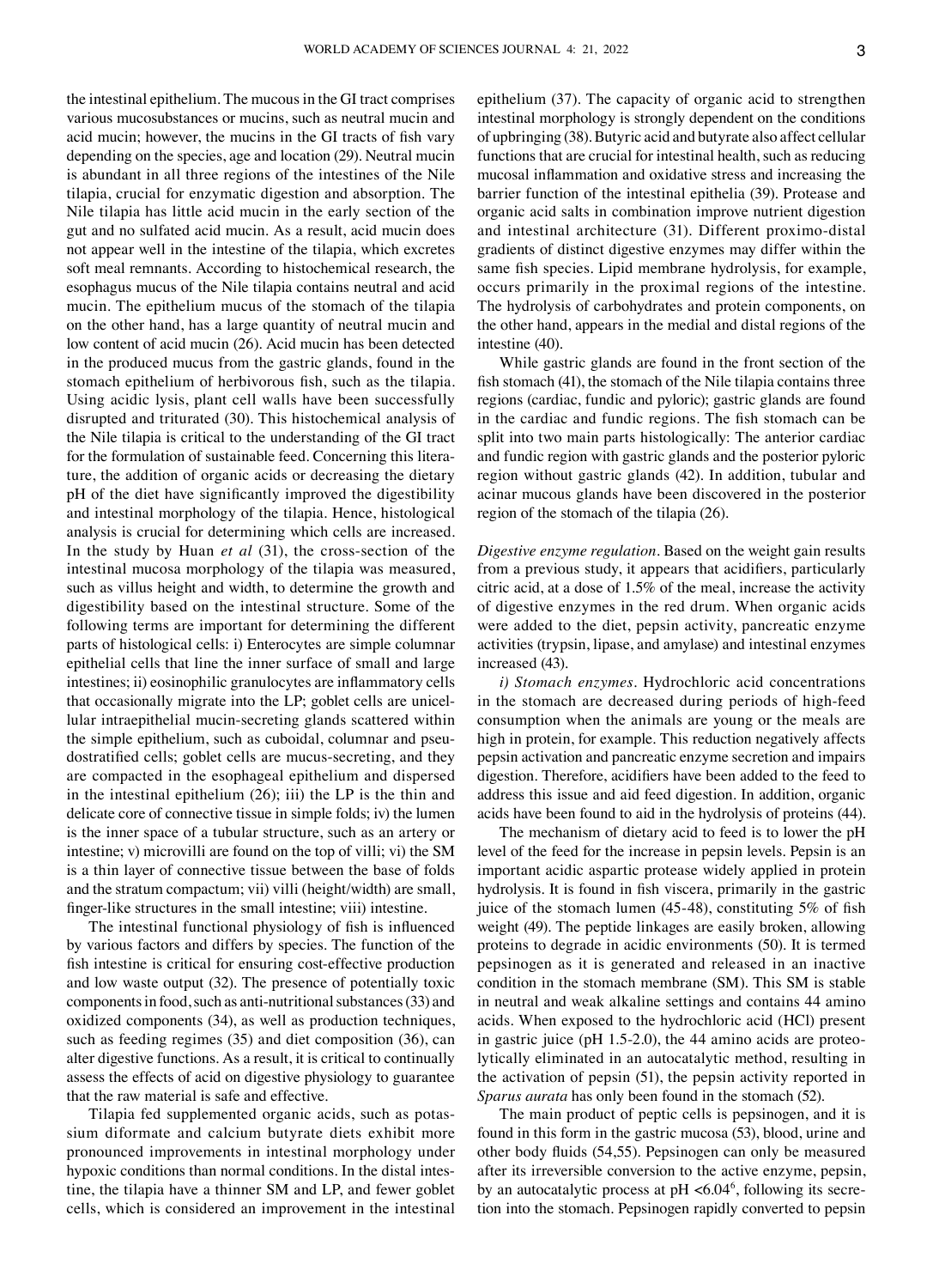the intestinal epithelium. The mucous in the GI tract comprises various mucosubstances or mucins, such as neutral mucin and acid mucin; however, the mucins in the GI tracts of fish vary depending on the species, age and location (29). Neutral mucin is abundant in all three regions of the intestines of the Nile tilapia, crucial for enzymatic digestion and absorption. The Nile tilapia has little acid mucin in the early section of the gut and no sulfated acid mucin. As a result, acid mucin does not appear well in the intestine of the tilapia, which excretes soft meal remnants. According to histochemical research, the esophagus mucus of the Nile tilapia contains neutral and acid mucin. The epithelium mucus of the stomach of the tilapia on the other hand, has a large quantity of neutral mucin and low content of acid mucin (26). Acid mucin has been detected in the produced mucus from the gastric glands, found in the stomach epithelium of herbivorous fish, such as the tilapia. Using acidic lysis, plant cell walls have been successfully disrupted and triturated (30). This histochemical analysis of the Nile tilapia is critical to the understanding of the GI tract for the formulation of sustainable feed. Concerning this literature, the addition of organic acids or decreasing the dietary pH of the diet have significantly improved the digestibility and intestinal morphology of the tilapia. Hence, histological analysis is crucial for determining which cells are increased. In the study by Huan *et al* (31), the cross-section of the intestinal mucosa morphology of the tilapia was measured, such as villus height and width, to determine the growth and digestibility based on the intestinal structure. Some of the following terms are important for determining the different parts of histological cells: i) Enterocytes are simple columnar epithelial cells that line the inner surface of small and large intestines; ii) eosinophilic granulocytes are inflammatory cells that occasionally migrate into the LP; goblet cells are unicellular intraepithelial mucin-secreting glands scattered within the simple epithelium, such as cuboidal, columnar and pseudostratified cells; goblet cells are mucus-secreting, and they are compacted in the esophageal epithelium and dispersed in the intestinal epithelium (26); iii) the LP is the thin and delicate core of connective tissue in simple folds; iv) the lumen is the inner space of a tubular structure, such as an artery or intestine; v) microvilli are found on the top of villi; vi) the SM is a thin layer of connective tissue between the base of folds and the stratum compactum; vii) villi (height/width) are small, finger-like structures in the small intestine; viii) intestine.

The intestinal functional physiology of fish is influenced by various factors and differs by species. The function of the fish intestine is critical for ensuring cost-effective production and low waste output (32). The presence of potentially toxic components in food, such as anti-nutritional substances (33) and oxidized components (34), as well as production techniques, such as feeding regimes (35) and diet composition (36), can alter digestive functions. As a result, it is critical to continually assess the effects of acid on digestive physiology to guarantee that the raw material is safe and effective.

Tilapia fed supplemented organic acids, such as potassium diformate and calcium butyrate diets exhibit more pronounced improvements in intestinal morphology under hypoxic conditions than normal conditions. In the distal intestine, the tilapia have a thinner SM and LP, and fewer goblet cells, which is considered an improvement in the intestinal epithelium (37). The capacity of organic acid to strengthen intestinal morphology is strongly dependent on the conditions of upbringing (38). Butyric acid and butyrate also affect cellular functions that are crucial for intestinal health, such as reducing mucosal inflammation and oxidative stress and increasing the barrier function of the intestinal epithelia (39). Protease and organic acid salts in combination improve nutrient digestion and intestinal architecture (31). Different proximo-distal gradients of distinct digestive enzymes may differ within the same fish species. Lipid membrane hydrolysis, for example, occurs primarily in the proximal regions of the intestine. The hydrolysis of carbohydrates and protein components, on the other hand, appears in the medial and distal regions of the intestine (40).

While gastric glands are found in the front section of the fish stomach (41), the stomach of the Nile tilapia contains three regions (cardiac, fundic and pyloric); gastric glands are found in the cardiac and fundic regions. The fish stomach can be split into two main parts histologically: The anterior cardiac and fundic region with gastric glands and the posterior pyloric region without gastric glands (42). In addition, tubular and acinar mucous glands have been discovered in the posterior region of the stomach of the tilapia (26).

*Digestive enzyme regulation*. Based on the weight gain results from a previous study, it appears that acidifiers, particularly citric acid, at a dose of 1.5% of the meal, increase the activity of digestive enzymes in the red drum. When organic acids were added to the diet, pepsin activity, pancreatic enzyme activities (trypsin, lipase, and amylase) and intestinal enzymes increased (43).

*i) Stomach enzymes*. Hydrochloric acid concentrations in the stomach are decreased during periods of high-feed consumption when the animals are young or the meals are high in protein, for example. This reduction negatively affects pepsin activation and pancreatic enzyme secretion and impairs digestion. Therefore, acidifiers have been added to the feed to address this issue and aid feed digestion. In addition, organic acids have been found to aid in the hydrolysis of proteins (44).

The mechanism of dietary acid to feed is to lower the pH level of the feed for the increase in pepsin levels. Pepsin is an important acidic aspartic protease widely applied in protein hydrolysis. It is found in fish viscera, primarily in the gastric juice of the stomach lumen (45-48), constituting 5% of fish weight (49). The peptide linkages are easily broken, allowing proteins to degrade in acidic environments (50). It is termed pepsinogen as it is generated and released in an inactive condition in the stomach membrane (SM). This SM is stable in neutral and weak alkaline settings and contains 44 amino acids. When exposed to the hydrochloric acid (HCl) present in gastric juice (pH 1.5-2.0), the 44 amino acids are proteolytically eliminated in an autocatalytic method, resulting in the activation of pepsin (51), the pepsin activity reported in *Sparus aurata* has only been found in the stomach (52).

The main product of peptic cells is pepsinogen, and it is found in this form in the gastric mucosa (53), blood, urine and other body fluids (54,55). Pepsinogen can only be measured after its irreversible conversion to the active enzyme, pepsin, by an autocatalytic process at pH <6.04[6], following its secretion into the stomach. Pepsinogen rapidly converted to pepsin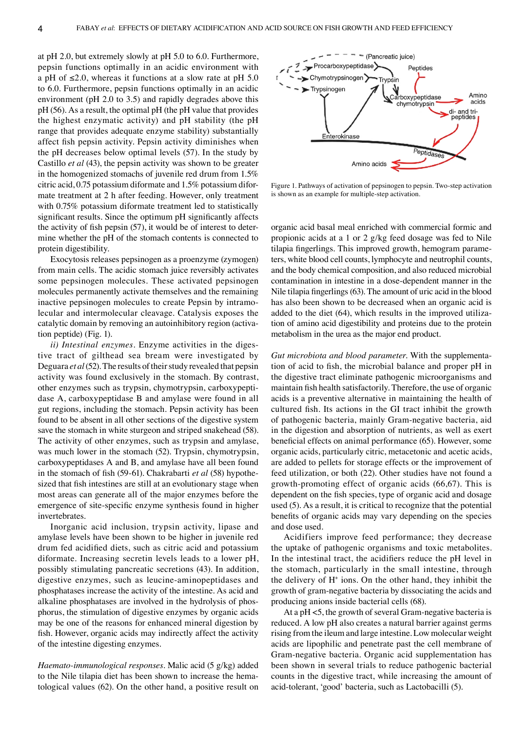at pH 2.0, but extremely slowly at pH 5.0 to 6.0. Furthermore, pepsin functions optimally in an acidic environment with a pH of ≤2.0, whereas it functions at a slow rate at pH 5.0 to 6.0. Furthermore, pepsin functions optimally in an acidic environment (pH 2.0 to 3.5) and rapidly degrades above this pH (56). As a result, the optimal pH (the pH value that provides the highest enzymatic activity) and pH stability (the pH range that provides adequate enzyme stability) substantially affect fish pepsin activity. Pepsin activity diminishes when the pH decreases below optimal levels (57). In the study by Castillo *et al* (43), the pepsin activity was shown to be greater in the homogenized stomachs of juvenile red drum from 1.5% citric acid, 0.75 potassium diformate and 1.5% potassium diformate treatment at 2 h after feeding. However, only treatment with 0.75% potassium diformate treatment led to statistically significant results. Since the optimum pH significantly affects the activity of fish pepsin (57), it would be of interest to determine whether the pH of the stomach contents is connected to protein digestibility.

Exocytosis releases pepsinogen as a proenzyme (zymogen) from main cells. The acidic stomach juice reversibly activates some pepsinogen molecules. These activated pepsinogen molecules permanently activate themselves and the remaining inactive pepsinogen molecules to create Pepsin by intramolecular and intermolecular cleavage. Catalysis exposes the catalytic domain by removing an autoinhibitory region (activation peptide) (Fig. 1).

*ii) Intestinal enzymes.* Enzyme activities in the digestive tract of gilthead sea bream were investigated by Deguara *et al* (52). The results of their study revealed that pepsin activity was found exclusively in the stomach. By contrast, other enzymes such as trypsin, chymotrypsin, carboxypeptidase A, carboxypeptidase B and amylase were found in all gut regions, including the stomach. Pepsin activity has been found to be absent in all other sections of the digestive system save the stomach in white sturgeon and striped snakehead (58). The activity of other enzymes, such as trypsin and amylase, was much lower in the stomach (52). Trypsin, chymotrypsin, carboxypeptidases A and B, and amylase have all been found in the stomach of fish (59-61). Chakrabarti *et al* (58) hypothesized that fish intestines are still at an evolutionary stage when most areas can generate all of the major enzymes before the emergence of site-specific enzyme synthesis found in higher invertebrates.

Inorganic acid inclusion, trypsin activity, lipase and amylase levels have been shown to be higher in juvenile red drum fed acidified diets, such as citric acid and potassium diformate. Increasing secretin levels leads to a lower pH, possibly stimulating pancreatic secretions (43). In addition, digestive enzymes, such as leucine-aminopeptidases and phosphatases increase the activity of the intestine. As acid and alkaline phosphatases are involved in the hydrolysis of phosphorus, the stimulation of digestive enzymes by organic acids may be one of the reasons for enhanced mineral digestion by fish. However, organic acids may indirectly affect the activity of the intestine digesting enzymes.

*Haemato-immunological responses.* Malic acid (5 g/kg) added to the Nile tilapia diet has been shown to increase the hematological values (62). On the other hand, a positive result on

(Pancreatic juice)
Procarboxypeptidase
Chymotrypsinogen
Trypsinogen
Trypsin
Peptides
Carboxypeptidase
chymotrypsin
Amino acids
di- and tri-peptides
Enterokinase
Peptidases
Amino acids

Figure 1. Pathways of activation of pepsinogen to pepsin. Two-step activation is shown as an example for multiple-step activation.

organic acid basal meal enriched with commercial formic and propionic acids at a 1 or 2 g/kg feed dosage was fed to Nile tilapia fingerlings. This improved growth, hemogram parameters, white blood cell counts, lymphocyte and neutrophil counts, and the body chemical composition, and also reduced microbial contamination in intestine in a dose-dependent manner in the Nile tilapia fingerlings (63). The amount of uric acid in the blood has also been shown to be decreased when an organic acid is added to the diet (64), which results in the improved utilization of amino acid digestibility and proteins due to the protein metabolism in the urea as the major end product.

*Gut microbiota and blood parameter.* With the supplementation of acid to fish, the microbial balance and proper pH in the digestive tract eliminate pathogenic microorganisms and maintain fish health satisfactorily. Therefore, the use of organic acids is a preventive alternative in maintaining the health of cultured fish. Its actions in the GI tract inhibit the growth of pathogenic bacteria, mainly Gram-negative bacteria, aid in the digestion and absorption of nutrients, as well as exert beneficial effects on animal performance (65). However, some organic acids, particularly citric, metacetonic and acetic acids, are added to pellets for storage effects or the improvement of feed utilization, or both (22). Other studies have not found a growth-promoting effect of organic acids (66,67). This is dependent on the fish species, type of organic acid and dosage used (5). As a result, it is critical to recognize that the potential benefits of organic acids may vary depending on the species and dose used.

Acidifiers improve feed performance; they decrease the uptake of pathogenic organisms and toxic metabolites. In the intestinal tract, the acidifiers reduce the pH level in the stomach, particularly in the small intestine, through the delivery of $H^+$ ions. On the other hand, they inhibit the growth of gram-negative bacteria by dissociating the acids and producing anions inside bacterial cells (68).

At a pH <5, the growth of several Gram-negative bacteria is reduced. A low pH also creates a natural barrier against germs rising from the ileum and large intestine. Low molecular weight acids are lipophilic and penetrate past the cell membrane of Gram-negative bacteria. Organic acid supplementation has been shown in several trials to reduce pathogenic bacterial counts in the digestive tract, while increasing the amount of acid-tolerant, 'good' bacteria, such as Lactobacilli (5).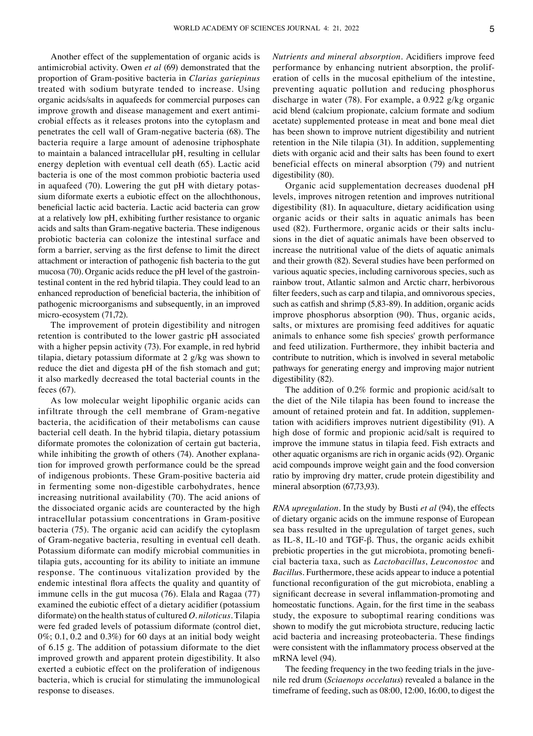Another effect of the supplementation of organic acids is antimicrobial activity. Owen *et al* (69) demonstrated that the proportion of Gram-positive bacteria in *Clarias gariepinus* treated with sodium butyrate tended to increase. Using organic acids/salts in aquafeeds for commercial purposes can improve growth and disease management and exert antimicrobial effects as it releases protons into the cytoplasm and penetrates the cell wall of Gram-negative bacteria (68). The bacteria require a large amount of adenosine triphosphate to maintain a balanced intracellular pH, resulting in cellular energy depletion with eventual cell death (65). Lactic acid bacteria is one of the most common probiotic bacteria used in aquafeed (70). Lowering the gut pH with dietary potassium diformate exerts a eubiotic effect on the allochthonous, beneficial lactic acid bacteria. Lactic acid bacteria can grow at a relatively low pH, exhibiting further resistance to organic acids and salts than Gram-negative bacteria. These indigenous probiotic bacteria can colonize the intestinal surface and form a barrier, serving as the first defense to limit the direct attachment or interaction of pathogenic fish bacteria to the gut mucosa (70). Organic acids reduce the pH level of the gastrointestinal content in the red hybrid tilapia. They could lead to an enhanced reproduction of beneficial bacteria, the inhibition of pathogenic microorganisms and subsequently, in an improved micro-ecosystem (71,72).

The improvement of protein digestibility and nitrogen retention is contributed to the lower gastric pH associated with a higher pepsin activity (73). For example, in red hybrid tilapia, dietary potassium diformate at 2 g/kg was shown to reduce the diet and digesta pH of the fish stomach and gut; it also markedly decreased the total bacterial counts in the feces (67).

As low molecular weight lipophilic organic acids can infiltrate through the cell membrane of Gram-negative bacteria, the acidification of their metabolisms can cause bacterial cell death. In the hybrid tilapia, dietary potassium diformate promotes the colonization of certain gut bacteria, while inhibiting the growth of others (74). Another explanation for improved growth performance could be the spread of indigenous probionts. These Gram-positive bacteria aid in fermenting some non-digestible carbohydrates, hence increasing nutritional availability (70). The acid anions of the dissociated organic acids are counteracted by the high intracellular potassium concentrations in Gram-positive bacteria (75). The organic acid can acidify the cytoplasm of Gram-negative bacteria, resulting in eventual cell death. Potassium diformate can modify microbial communities in tilapia guts, accounting for its ability to initiate an immune response. The continuous vitalization provided by the endemic intestinal flora affects the quality and quantity of immune cells in the gut mucosa (76). Elala and Ragaa (77) examined the eubiotic effect of a dietary acidifier (potassium diformate) on the health status of cultured *O. niloticus*. Tilapia were fed graded levels of potassium diformate (control diet, 0%; 0.1, 0.2 and 0.3%) for 60 days at an initial body weight of 6.15 g. The addition of potassium diformate to the diet improved growth and apparent protein digestibility. It also exerted a eubiotic effect on the proliferation of indigenous bacteria, which is crucial for stimulating the immunological response to diseases.

*Nutrients and mineral absorption.* Acidifiers improve feed performance by enhancing nutrient absorption, the proliferation of cells in the mucosal epithelium of the intestine, preventing aquatic pollution and reducing phosphorus discharge in water (78). For example, a 0.922 g/kg organic acid blend (calcium propionate, calcium formate and sodium acetate) supplemented protease in meat and bone meal diet has been shown to improve nutrient digestibility and nutrient retention in the Nile tilapia (31). In addition, supplementing diets with organic acid and their salts has been found to exert beneficial effects on mineral absorption (79) and nutrient digestibility (80).

Organic acid supplementation decreases duodenal pH levels, improves nitrogen retention and improves nutritional digestibility (81). In aquaculture, dietary acidification using organic acids or their salts in aquatic animals has been used (82). Furthermore, organic acids or their salts inclusions in the diet of aquatic animals have been observed to increase the nutritional value of the diets of aquatic animals and their growth (82). Several studies have been performed on various aquatic species, including carnivorous species, such as rainbow trout, Atlantic salmon and Arctic charr, herbivorous filter feeders, such as carp and tilapia, and omnivorous species, such as catfish and shrimp (5,83-89). In addition, organic acids improve phosphorus absorption (90). Thus, organic acids, salts, or mixtures are promising feed additives for aquatic animals to enhance some fish species' growth performance and feed utilization. Furthermore, they inhibit bacteria and contribute to nutrition, which is involved in several metabolic pathways for generating energy and improving major nutrient digestibility (82).

The addition of 0.2% formic and propionic acid/salt to the diet of the Nile tilapia has been found to increase the amount of retained protein and fat. In addition, supplementation with acidifiers improves nutrient digestibility (91). A high dose of formic and propionic acid/salt is required to improve the immune status in tilapia feed. Fish extracts and other aquatic organisms are rich in organic acids (92). Organic acid compounds improve weight gain and the food conversion ratio by improving dry matter, crude protein digestibility and mineral absorption (67,73,93).

*RNA upregulation.* In the study by Busti *et al* (94), the effects of dietary organic acids on the immune response of European sea bass resulted in the upregulation of target genes, such as IL-8, IL-10 and TGF-β. Thus, the organic acids exhibit prebiotic properties in the gut microbiota, promoting beneficial bacteria taxa, such as *Lactobacillus*, *Leuconostoc* and *Bacillu*s. Furthermore, these acids appear to induce a potential functional reconfiguration of the gut microbiota, enabling a significant decrease in several inflammation-promoting and homeostatic functions. Again, for the first time in the seabass study, the exposure to suboptimal rearing conditions was shown to modify the gut microbiota structure, reducing lactic acid bacteria and increasing proteobacteria. These findings were consistent with the inflammatory process observed at the mRNA level (94).

The feeding frequency in the two feeding trials in the juvenile red drum (*Sciaenops occelatus*) revealed a balance in the timeframe of feeding, such as 08:00, 12:00, 16:00, to digest the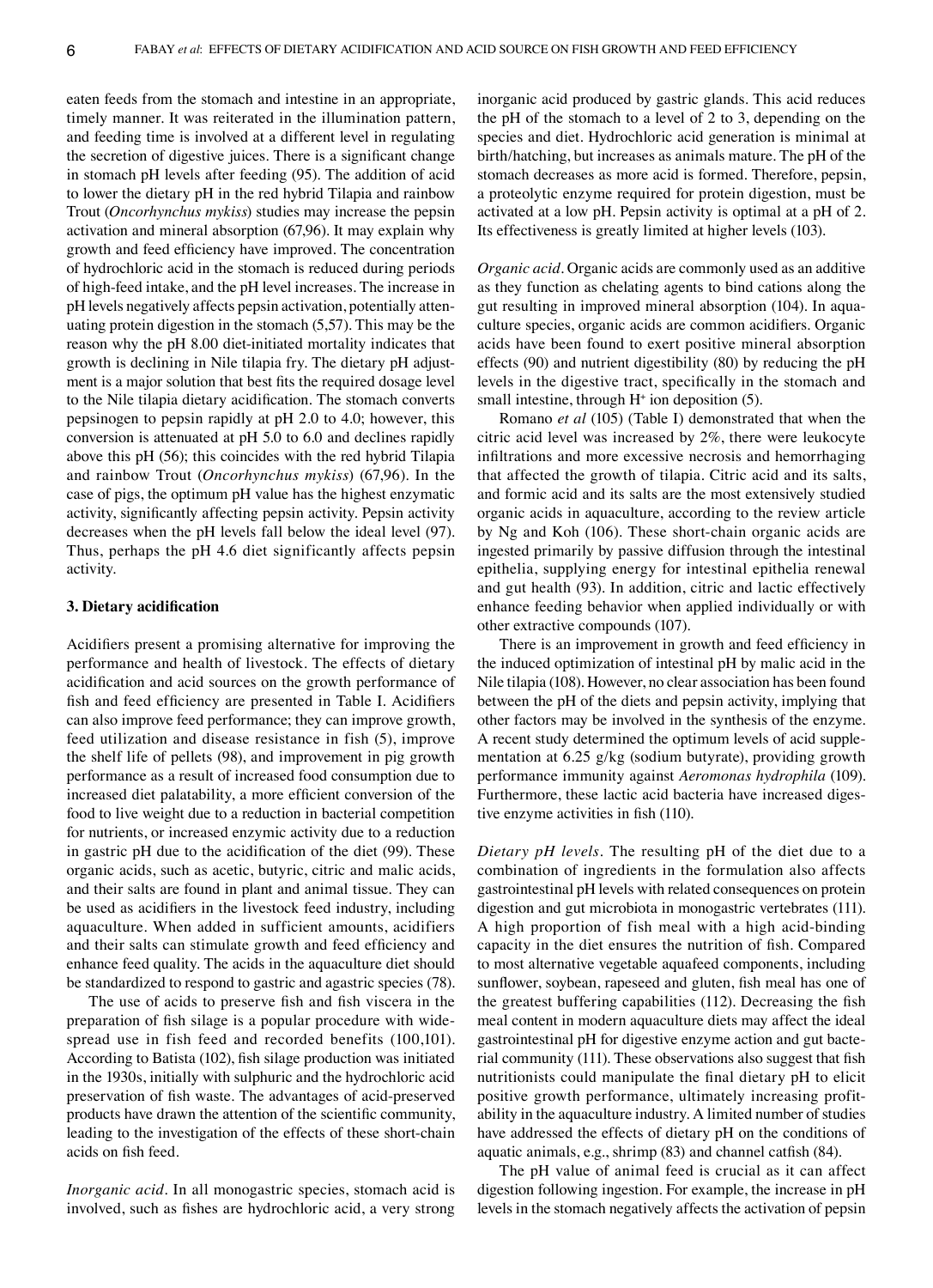eaten feeds from the stomach and intestine in an appropriate, timely manner. It was reiterated in the illumination pattern, and feeding time is involved at a different level in regulating the secretion of digestive juices. There is a significant change in stomach pH levels after feeding (95). The addition of acid to lower the dietary pH in the red hybrid Tilapia and rainbow Trout (*Oncorhynchus mykiss*) studies may increase the pepsin activation and mineral absorption (67,96). It may explain why growth and feed efficiency have improved. The concentration of hydrochloric acid in the stomach is reduced during periods of high-feed intake, and the pH level increases. The increase in pH levels negatively affects pepsin activation, potentially attenuating protein digestion in the stomach (5,57). This may be the reason why the pH 8.00 diet-initiated mortality indicates that growth is declining in Nile tilapia fry. The dietary pH adjustment is a major solution that best fits the required dosage level to the Nile tilapia dietary acidification. The stomach converts pepsinogen to pepsin rapidly at pH 2.0 to 4.0; however, this conversion is attenuated at pH 5.0 to 6.0 and declines rapidly above this pH (56); this coincides with the red hybrid Tilapia and rainbow Trout (*Oncorhynchus mykiss*) (67,96). In the case of pigs, the optimum pH value has the highest enzymatic activity, significantly affecting pepsin activity. Pepsin activity decreases when the pH levels fall below the ideal level (97). Thus, perhaps the pH 4.6 diet significantly affects pepsin activity.

### 3. Dietary acidification

Acidifiers present a promising alternative for improving the performance and health of livestock. The effects of dietary acidification and acid sources on the growth performance of fish and feed efficiency are presented in Table I. Acidifiers can also improve feed performance; they can improve growth, feed utilization and disease resistance in fish (5), improve the shelf life of pellets (98), and improvement in pig growth performance as a result of increased food consumption due to increased diet palatability, a more efficient conversion of the food to live weight due to a reduction in bacterial competition for nutrients, or increased enzymic activity due to a reduction in gastric pH due to the acidification of the diet (99). These organic acids, such as acetic, butyric, citric and malic acids, and their salts are found in plant and animal tissue. They can be used as acidifiers in the livestock feed industry, including aquaculture. When added in sufficient amounts, acidifiers and their salts can stimulate growth and feed efficiency and enhance feed quality. The acids in the aquaculture diet should be standardized to respond to gastric and agastric species (78).

The use of acids to preserve fish and fish viscera in the preparation of fish silage is a popular procedure with widespread use in fish feed and recorded benefits (100,101). According to Batista (102), fish silage production was initiated in the 1930s, initially with sulphuric and the hydrochloric acid preservation of fish waste. The advantages of acid-preserved products have drawn the attention of the scientific community, leading to the investigation of the effects of these short-chain acids on fish feed.

*Inorganic acid.* In all monogastric species, stomach acid is involved, such as fishes are hydrochloric acid, a very strong inorganic acid produced by gastric glands. This acid reduces the pH of the stomach to a level of 2 to 3, depending on the species and diet. Hydrochloric acid generation is minimal at birth/hatching, but increases as animals mature. The pH of the stomach decreases as more acid is formed. Therefore, pepsin, a proteolytic enzyme required for protein digestion, must be activated at a low pH. Pepsin activity is optimal at a pH of 2. Its effectiveness is greatly limited at higher levels (103).

*Organic acid.* Organic acids are commonly used as an additive as they function as chelating agents to bind cations along the gut resulting in improved mineral absorption (104). In aquaculture species, organic acids are common acidifiers. Organic acids have been found to exert positive mineral absorption effects (90) and nutrient digestibility (80) by reducing the pH levels in the digestive tract, specifically in the stomach and small intestine, through $H^+$ ion deposition (5).

Romano *et al* (105) (Table I) demonstrated that when the citric acid level was increased by 2%, there were leukocyte infiltrations and more excessive necrosis and hemorrhaging that affected the growth of tilapia. Citric acid and its salts, and formic acid and its salts are the most extensively studied organic acids in aquaculture, according to the review article by Ng and Koh (106). These short-chain organic acids are ingested primarily by passive diffusion through the intestinal epithelia, supplying energy for intestinal epithelia renewal and gut health (93). In addition, citric and lactic effectively enhance feeding behavior when applied individually or with other extractive compounds (107).

There is an improvement in growth and feed efficiency in the induced optimization of intestinal pH by malic acid in the Nile tilapia (108). However, no clear association has been found between the pH of the diets and pepsin activity, implying that other factors may be involved in the synthesis of the enzyme. A recent study determined the optimum levels of acid supplementation at 6.25 g/kg (sodium butyrate), providing growth performance immunity against *Aeromonas hydrophila* (109). Furthermore, these lactic acid bacteria have increased digestive enzyme activities in fish (110).

*Dietary pH levels.* The resulting pH of the diet due to a combination of ingredients in the formulation also affects gastrointestinal pH levels with related consequences on protein digestion and gut microbiota in monogastric vertebrates (111). A high proportion of fish meal with a high acid-binding capacity in the diet ensures the nutrition of fish. Compared to most alternative vegetable aquafeed components, including sunflower, soybean, rapeseed and gluten, fish meal has one of the greatest buffering capabilities (112). Decreasing the fish meal content in modern aquaculture diets may affect the ideal gastrointestinal pH for digestive enzyme action and gut bacterial community (111). These observations also suggest that fish nutritionists could manipulate the final dietary pH to elicit positive growth performance, ultimately increasing profitability in the aquaculture industry. A limited number of studies have addressed the effects of dietary pH on the conditions of aquatic animals, e.g., shrimp (83) and channel catfish (84).

The pH value of animal feed is crucial as it can affect digestion following ingestion. For example, the increase in pH levels in the stomach negatively affects the activation of pepsin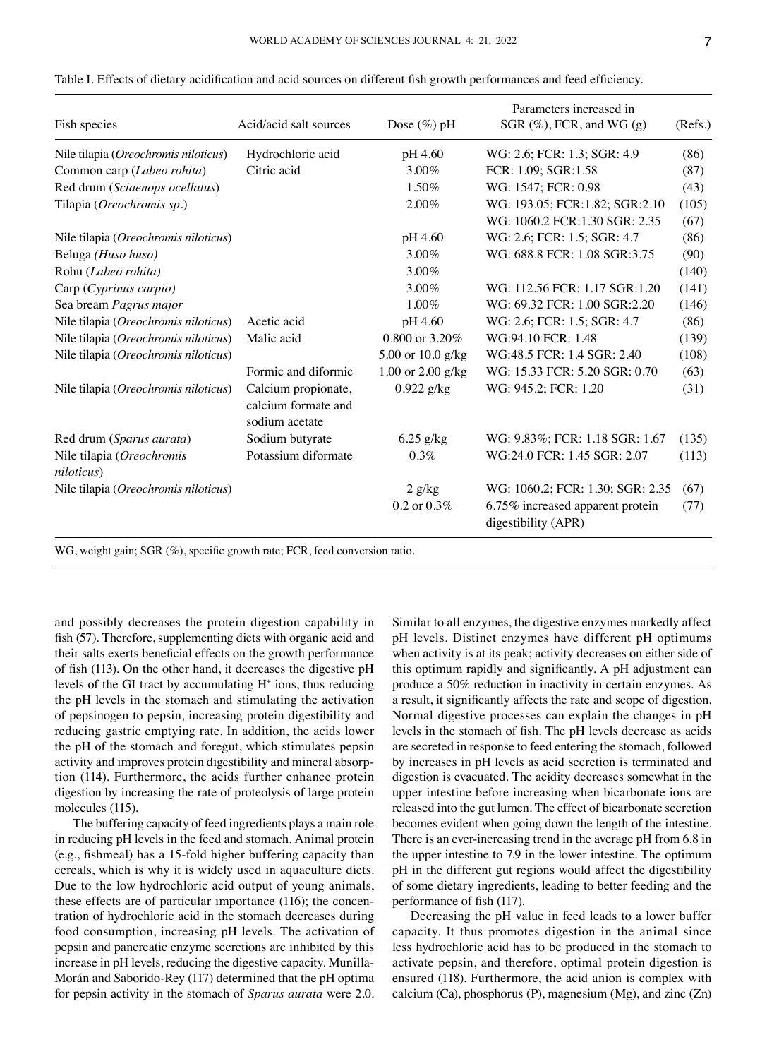Table I. Effects of dietary acidification and acid sources on different fish growth performances and feed efficiency.

| Fish species | Acid/acid salt sources | Dose (%) pH | Parameters increased in SGR (%), FCR, and WG (g) | (Refs.) |
|---|---|---|---|---|
| Nile tilapia (*Oreochromis niloticus*) | Hydrochloric acid | pH 4.60 | WG: 2.6; FCR: 1.3; SGR: 4.9 | (86) |
| Common carp (*Labeo rohita*) | Citric acid | 3.00% | FCR: 1.09; SGR:1.58 | (87) |
| Red drum (*Sciaenops ocellatus*) | | 1.50% | WG: 1547; FCR: 0.98 | (43) |
| Tilapia (*Oreochromis sp*.) | | 2.00% | WG: 193.05; FCR:1.82; SGR:2.10 | (105) |
| | | | WG: 1060.2 FCR:1.30 SGR: 2.35 | (67) |
| Nile tilapia (*Oreochromis niloticus*) | | pH 4.60 | WG: 2.6; FCR: 1.5; SGR: 4.7 | (86) |
| Beluga *(Huso huso)* | | 3.00% | WG: 688.8 FCR: 1.08 SGR:3.75 | (90) |
| Rohu *(Labeo rohita)* | | 3.00% | | (140) |
| Carp (*Cyprinus carpio*) | | 3.00% | WG: 112.56 FCR: 1.17 SGR:1.20 | (141) |
| Sea bream *Pagrus major* | | 1.00% | WG: 69.32 FCR: 1.00 SGR:2.20 | (146) |
| Nile tilapia (*Oreochromis niloticus*) | Acetic acid | pH 4.60 | WG: 2.6; FCR: 1.5; SGR: 4.7 | (86) |
| Nile tilapia (*Oreochromis niloticus*) | Malic acid | 0.800 or 3.20% | WG:94.10 FCR: 1.48 | (139) |
| Nile tilapia (*Oreochromis niloticus*) | | 5.00 or 10.0 g/kg | WG:48.5 FCR: 1.4 SGR: 2.40 | (108) |
| | Formic and diformic | 1.00 or 2.00 g/kg | WG: 15.33 FCR: 5.20 SGR: 0.70 | (63) |
| Nile tilapia (*Oreochromis niloticus*) | Calcium propionate, calcium formate and sodium acetate | 0.922 g/kg | WG: 945.2; FCR: 1.20 | (31) |
| Red drum (*Sparus aurata*) | Sodium butyrate | 6.25 g/kg | WG: 9.83%; FCR: 1.18 SGR: 1.67 | (135) |
| Nile tilapia (*Oreochromis niloticus*) | Potassium diformate | 0.3% | WG:24.0 FCR: 1.45 SGR: 2.07 | (113) |
| Nile tilapia (*Oreochromis niloticus*) | | 2 g/kg | WG: 1060.2; FCR: 1.30; SGR: 2.35 | (67) |
| | | 0.2 or 0.3% | 6.75% increased apparent protein digestibility (APR) | (77) |

WG, weight gain; SGR (%), specific growth rate; FCR, feed conversion ratio.

and possibly decreases the protein digestion capability in fish (57). Therefore, supplementing diets with organic acid and their salts exerts beneficial effects on the growth performance of fish (113). On the other hand, it decreases the digestive pH levels of the GI tract by accumulating $H^+$ ions, thus reducing the pH levels in the stomach and stimulating the activation of pepsinogen to pepsin, increasing protein digestibility and reducing gastric emptying rate. In addition, the acids lower the pH of the stomach and foregut, which stimulates pepsin activity and improves protein digestibility and mineral absorption (114). Furthermore, the acids further enhance protein digestion by increasing the rate of proteolysis of large protein molecules (115).

The buffering capacity of feed ingredients plays a main role in reducing pH levels in the feed and stomach. Animal protein (e.g., fishmeal) has a 15-fold higher buffering capacity than cereals, which is why it is widely used in aquaculture diets. Due to the low hydrochloric acid output of young animals, these effects are of particular importance (116); the concentration of hydrochloric acid in the stomach decreases during food consumption, increasing pH levels. The activation of pepsin and pancreatic enzyme secretions are inhibited by this increase in pH levels, reducing the digestive capacity. Munilla-Morán and Saborido-Rey (117) determined that the pH optima for pepsin activity in the stomach of *Sparus aurata* were 2.0. Similar to all enzymes, the digestive enzymes markedly affect pH levels. Distinct enzymes have different pH optimums when activity is at its peak; activity decreases on either side of this optimum rapidly and significantly. A pH adjustment can produce a 50% reduction in inactivity in certain enzymes. As a result, it significantly affects the rate and scope of digestion. Normal digestive processes can explain the changes in pH levels in the stomach of fish. The pH levels decrease as acids are secreted in response to feed entering the stomach, followed by increases in pH levels as acid secretion is terminated and digestion is evacuated. The acidity decreases somewhat in the upper intestine before increasing when bicarbonate ions are released into the gut lumen. The effect of bicarbonate secretion becomes evident when going down the length of the intestine. There is an ever-increasing trend in the average pH from 6.8 in the upper intestine to 7.9 in the lower intestine. The optimum pH in the different gut regions would affect the digestibility of some dietary ingredients, leading to better feeding and the performance of fish (117).

Decreasing the pH value in feed leads to a lower buffer capacity. It thus promotes digestion in the animal since less hydrochloric acid has to be produced in the stomach to activate pepsin, and therefore, optimal protein digestion is ensured (118). Furthermore, the acid anion is complex with calcium (Ca), phosphorus (P), magnesium (Mg), and zinc (Zn)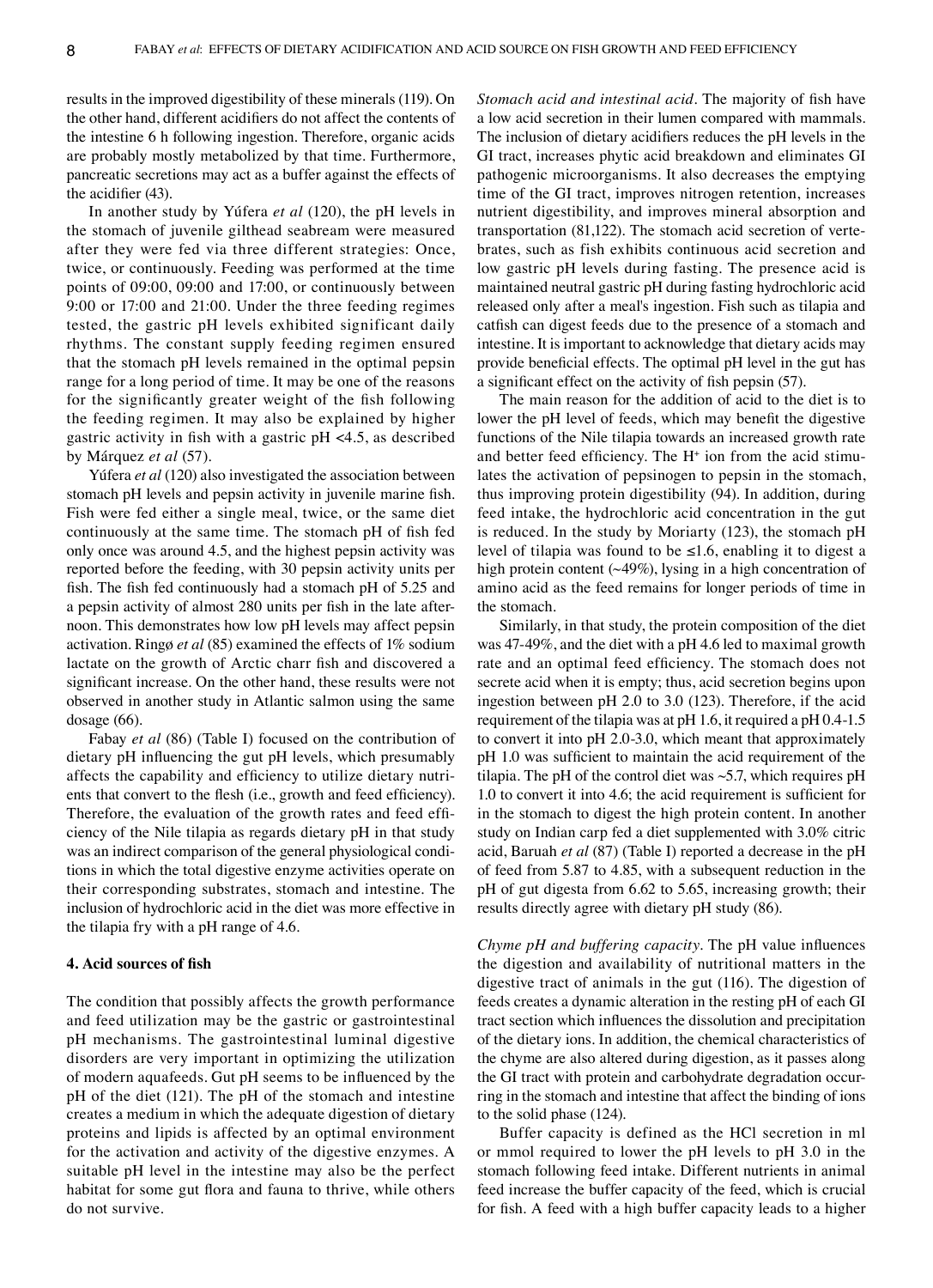results in the improved digestibility of these minerals (119). On the other hand, different acidifiers do not affect the contents of the intestine 6 h following ingestion. Therefore, organic acids are probably mostly metabolized by that time. Furthermore, pancreatic secretions may act as a buffer against the effects of the acidifier (43).

In another study by Yúfera *et al* (120), the pH levels in the stomach of juvenile gilthead seabream were measured after they were fed via three different strategies: Once, twice, or continuously. Feeding was performed at the time points of 09:00, 09:00 and 17:00, or continuously between 9:00 or 17:00 and 21:00. Under the three feeding regimes tested, the gastric pH levels exhibited significant daily rhythms. The constant supply feeding regimen ensured that the stomach pH levels remained in the optimal pepsin range for a long period of time. It may be one of the reasons for the significantly greater weight of the fish following the feeding regimen. It may also be explained by higher gastric activity in fish with a gastric pH <4.5, as described by Márquez *et al* (57).

Yúfera *et al* (120) also investigated the association between stomach pH levels and pepsin activity in juvenile marine fish. Fish were fed either a single meal, twice, or the same diet continuously at the same time. The stomach pH of fish fed only once was around 4.5, and the highest pepsin activity was reported before the feeding, with 30 pepsin activity units per fish. The fish fed continuously had a stomach pH of 5.25 and a pepsin activity of almost 280 units per fish in the late afternoon. This demonstrates how low pH levels may affect pepsin activation. Ringø *et al* (85) examined the effects of 1% sodium lactate on the growth of Arctic charr fish and discovered a significant increase. On the other hand, these results were not observed in another study in Atlantic salmon using the same dosage (66).

Fabay *et al* (86) (Table I) focused on the contribution of dietary pH influencing the gut pH levels, which presumably affects the capability and efficiency to utilize dietary nutrients that convert to the flesh (i.e., growth and feed efficiency). Therefore, the evaluation of the growth rates and feed efficiency of the Nile tilapia as regards dietary pH in that study was an indirect comparison of the general physiological conditions in which the total digestive enzyme activities operate on their corresponding substrates, stomach and intestine. The inclusion of hydrochloric acid in the diet was more effective in the tilapia fry with a pH range of 4.6.

## 4. Acid sources of fish

The condition that possibly affects the growth performance and feed utilization may be the gastric or gastrointestinal pH mechanisms. The gastrointestinal luminal digestive disorders are very important in optimizing the utilization of modern aquafeeds. Gut pH seems to be influenced by the pH of the diet (121). The pH of the stomach and intestine creates a medium in which the adequate digestion of dietary proteins and lipids is affected by an optimal environment for the activation and activity of the digestive enzymes. A suitable pH level in the intestine may also be the perfect habitat for some gut flora and fauna to thrive, while others do not survive.

*Stomach acid and intestinal acid*. The majority of fish have a low acid secretion in their lumen compared with mammals. The inclusion of dietary acidifiers reduces the pH levels in the GI tract, increases phytic acid breakdown and eliminates GI pathogenic microorganisms. It also decreases the emptying time of the GI tract, improves nitrogen retention, increases nutrient digestibility, and improves mineral absorption and transportation (81,122). The stomach acid secretion of vertebrates, such as fish exhibits continuous acid secretion and low gastric pH levels during fasting. The presence acid is maintained neutral gastric pH during fasting hydrochloric acid released only after a meal's ingestion. Fish such as tilapia and catfish can digest feeds due to the presence of a stomach and intestine. It is important to acknowledge that dietary acids may provide beneficial effects. The optimal pH level in the gut has a significant effect on the activity of fish pepsin (57).

The main reason for the addition of acid to the diet is to lower the pH level of feeds, which may benefit the digestive functions of the Nile tilapia towards an increased growth rate and better feed efficiency. The $H^+$ ion from the acid stimulates the activation of pepsinogen to pepsin in the stomach, thus improving protein digestibility (94). In addition, during feed intake, the hydrochloric acid concentration in the gut is reduced. In the study by Moriarty (123), the stomach pH level of tilapia was found to be ≤1.6, enabling it to digest a high protein content (~49%), lysing in a high concentration of amino acid as the feed remains for longer periods of time in the stomach.

Similarly, in that study, the protein composition of the diet was 47-49%, and the diet with a pH 4.6 led to maximal growth rate and an optimal feed efficiency. The stomach does not secrete acid when it is empty; thus, acid secretion begins upon ingestion between pH 2.0 to 3.0 (123). Therefore, if the acid requirement of the tilapia was at pH 1.6, it required a pH 0.4-1.5 to convert it into pH 2.0-3.0, which meant that approximately pH 1.0 was sufficient to maintain the acid requirement of the tilapia. The pH of the control diet was ~5.7, which requires pH 1.0 to convert it into 4.6; the acid requirement is sufficient for in the stomach to digest the high protein content. In another study on Indian carp fed a diet supplemented with 3.0% citric acid, Baruah *et al* (87) (Table I) reported a decrease in the pH of feed from 5.87 to 4.85, with a subsequent reduction in the pH of gut digesta from 6.62 to 5.65, increasing growth; their results directly agree with dietary pH study (86).

*Chyme pH and buffering capacity*. The pH value influences the digestion and availability of nutritional matters in the digestive tract of animals in the gut (116). The digestion of feeds creates a dynamic alteration in the resting pH of each GI tract section which influences the dissolution and precipitation of the dietary ions. In addition, the chemical characteristics of the chyme are also altered during digestion, as it passes along the GI tract with protein and carbohydrate degradation occurring in the stomach and intestine that affect the binding of ions to the solid phase (124).

Buffer capacity is defined as the HCl secretion in ml or mmol required to lower the pH levels to pH 3.0 in the stomach following feed intake. Different nutrients in animal feed increase the buffer capacity of the feed, which is crucial for fish. A feed with a high buffer capacity leads to a higher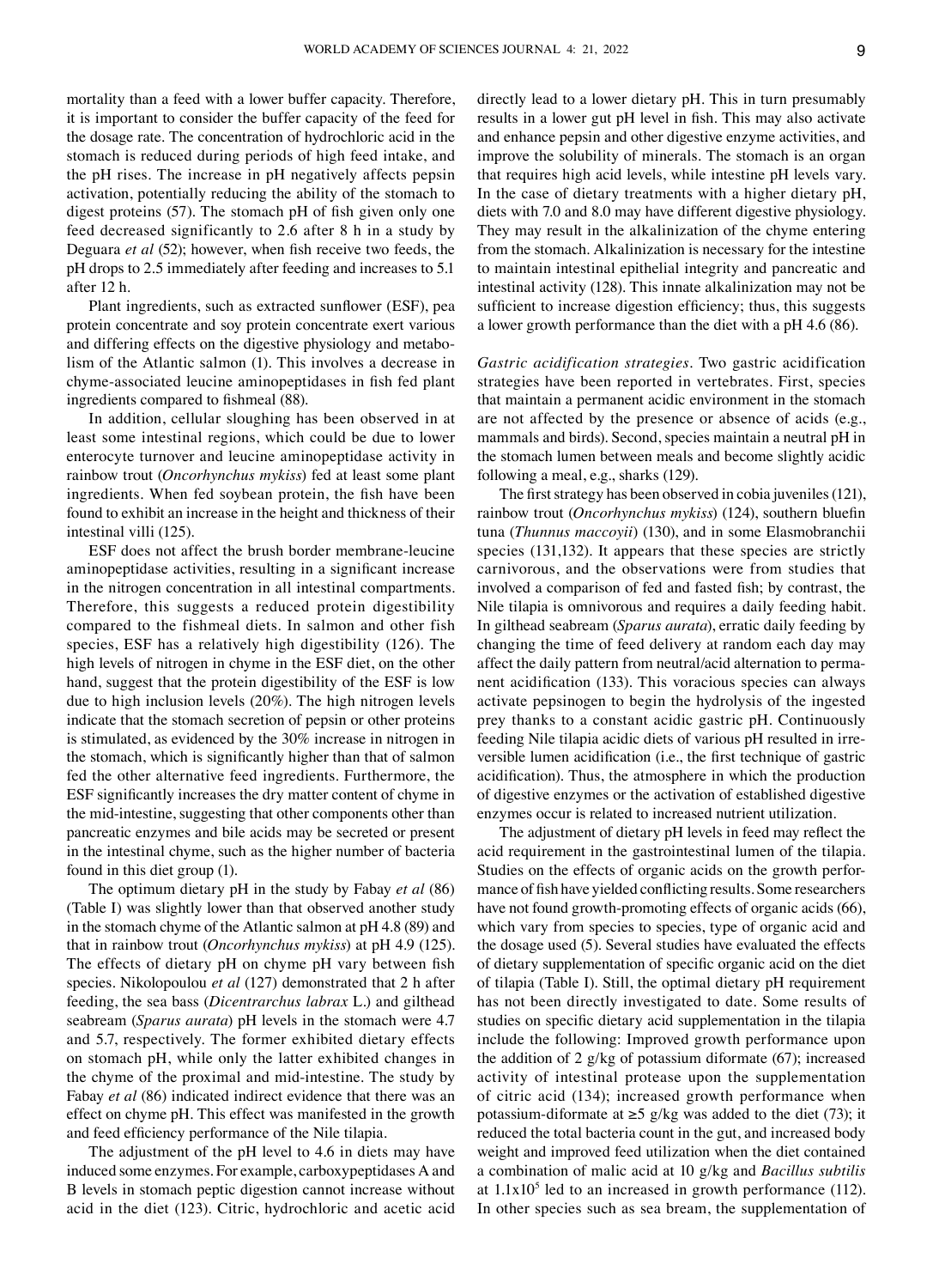mortality than a feed with a lower buffer capacity. Therefore, it is important to consider the buffer capacity of the feed for the dosage rate. The concentration of hydrochloric acid in the stomach is reduced during periods of high feed intake, and the pH rises. The increase in pH negatively affects pepsin activation, potentially reducing the ability of the stomach to digest proteins (57). The stomach pH of fish given only one feed decreased significantly to 2.6 after 8 h in a study by Deguara *et al* (52); however, when fish receive two feeds, the pH drops to 2.5 immediately after feeding and increases to 5.1 after 12 h.

Plant ingredients, such as extracted sunflower (ESF), pea protein concentrate and soy protein concentrate exert various and differing effects on the digestive physiology and metabolism of the Atlantic salmon (1). This involves a decrease in chyme-associated leucine aminopeptidases in fish fed plant ingredients compared to fishmeal (88).

In addition, cellular sloughing has been observed in at least some intestinal regions, which could be due to lower enterocyte turnover and leucine aminopeptidase activity in rainbow trout (*Oncorhynchus mykiss*) fed at least some plant ingredients. When fed soybean protein, the fish have been found to exhibit an increase in the height and thickness of their intestinal villi (125).

ESF does not affect the brush border membrane-leucine aminopeptidase activities, resulting in a significant increase in the nitrogen concentration in all intestinal compartments. Therefore, this suggests a reduced protein digestibility compared to the fishmeal diets. In salmon and other fish species, ESF has a relatively high digestibility (126). The high levels of nitrogen in chyme in the ESF diet, on the other hand, suggest that the protein digestibility of the ESF is low due to high inclusion levels (20%). The high nitrogen levels indicate that the stomach secretion of pepsin or other proteins is stimulated, as evidenced by the 30% increase in nitrogen in the stomach, which is significantly higher than that of salmon fed the other alternative feed ingredients. Furthermore, the ESF significantly increases the dry matter content of chyme in the mid-intestine, suggesting that other components other than pancreatic enzymes and bile acids may be secreted or present in the intestinal chyme, such as the higher number of bacteria found in this diet group (1).

The optimum dietary pH in the study by Fabay *et al* (86) (Table I) was slightly lower than that observed another study in the stomach chyme of the Atlantic salmon at pH 4.8 (89) and that in rainbow trout (*Oncorhynchus mykiss*) at pH 4.9 (125). The effects of dietary pH on chyme pH vary between fish species. Nikolopoulou *et al* (127) demonstrated that 2 h after feeding, the sea bass (*Dicentrarchus labrax* L.) and gilthead seabream (*Sparus aurata*) pH levels in the stomach were 4.7 and 5.7, respectively. The former exhibited dietary effects on stomach pH, while only the latter exhibited changes in the chyme of the proximal and mid-intestine. The study by Fabay *et al* (86) indicated indirect evidence that there was an effect on chyme pH. This effect was manifested in the growth and feed efficiency performance of the Nile tilapia.

The adjustment of the pH level to 4.6 in diets may have induced some enzymes. For example, carboxypeptidases A and B levels in stomach peptic digestion cannot increase without acid in the diet (123). Citric, hydrochloric and acetic acid directly lead to a lower dietary pH. This in turn presumably results in a lower gut pH level in fish. This may also activate and enhance pepsin and other digestive enzyme activities, and improve the solubility of minerals. The stomach is an organ that requires high acid levels, while intestine pH levels vary. In the case of dietary treatments with a higher dietary pH, diets with 7.0 and 8.0 may have different digestive physiology. They may result in the alkalinization of the chyme entering from the stomach. Alkalinization is necessary for the intestine to maintain intestinal epithelial integrity and pancreatic and intestinal activity (128). This innate alkalinization may not be sufficient to increase digestion efficiency; thus, this suggests a lower growth performance than the diet with a pH 4.6 (86).

*Gastric acidification strategies*. Two gastric acidification strategies have been reported in vertebrates. First, species that maintain a permanent acidic environment in the stomach are not affected by the presence or absence of acids (e.g., mammals and birds). Second, species maintain a neutral pH in the stomach lumen between meals and become slightly acidic following a meal, e.g., sharks (129).

The first strategy has been observed in cobia juveniles (121), rainbow trout (*Oncorhynchus mykiss*) (124), southern bluefin tuna (*Thunnus maccoyii*) (130), and in some Elasmobranchii species (131,132). It appears that these species are strictly carnivorous, and the observations were from studies that involved a comparison of fed and fasted fish; by contrast, the Nile tilapia is omnivorous and requires a daily feeding habit. In gilthead seabream (*Sparus aurata*), erratic daily feeding by changing the time of feed delivery at random each day may affect the daily pattern from neutral/acid alternation to permanent acidification (133). This voracious species can always activate pepsinogen to begin the hydrolysis of the ingested prey thanks to a constant acidic gastric pH. Continuously feeding Nile tilapia acidic diets of various pH resulted in irreversible lumen acidification (i.e., the first technique of gastric acidification). Thus, the atmosphere in which the production of digestive enzymes or the activation of established digestive enzymes occur is related to increased nutrient utilization.

The adjustment of dietary pH levels in feed may reflect the acid requirement in the gastrointestinal lumen of the tilapia. Studies on the effects of organic acids on the growth performance of fish have yielded conflicting results. Some researchers have not found growth-promoting effects of organic acids (66), which vary from species to species, type of organic acid and the dosage used (5). Several studies have evaluated the effects of dietary supplementation of specific organic acid on the diet of tilapia (Table I). Still, the optimal dietary pH requirement has not been directly investigated to date. Some results of studies on specific dietary acid supplementation in the tilapia include the following: Improved growth performance upon the addition of 2 g/kg of potassium diformate (67); increased activity of intestinal protease upon the supplementation of citric acid (134); increased growth performance when potassium-diformate at ≥5 g/kg was added to the diet (73); it reduced the total bacteria count in the gut, and increased body weight and improved feed utilization when the diet contained a combination of malic acid at 10 g/kg and *Bacillus subtilis* at $1.1 \times 10^5$ led to an increased in growth performance (112). In other species such as sea bream, the supplementation of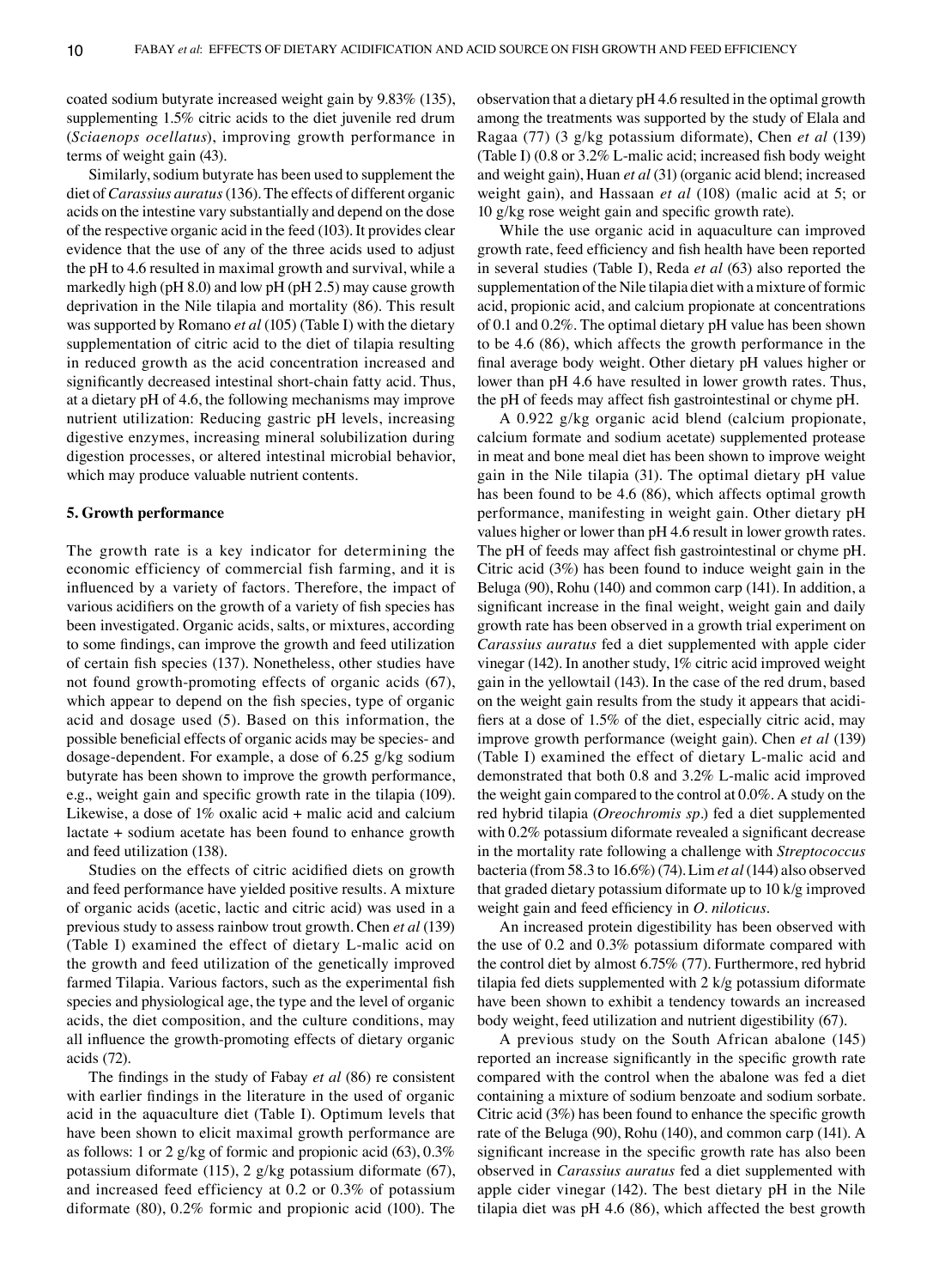coated sodium butyrate increased weight gain by 9.83% (135), supplementing 1.5% citric acids to the diet juvenile red drum (*Sciaenops ocellatus*), improving growth performance in terms of weight gain (43).

Similarly, sodium butyrate has been used to supplement the diet of *Carassius auratus* (136). The effects of different organic acids on the intestine vary substantially and depend on the dose of the respective organic acid in the feed (103). It provides clear evidence that the use of any of the three acids used to adjust the pH to 4.6 resulted in maximal growth and survival, while a markedly high (pH 8.0) and low pH (pH 2.5) may cause growth deprivation in the Nile tilapia and mortality (86). This result was supported by Romano *et al* (105) (Table I) with the dietary supplementation of citric acid to the diet of tilapia resulting in reduced growth as the acid concentration increased and significantly decreased intestinal short-chain fatty acid. Thus, at a dietary pH of 4.6, the following mechanisms may improve nutrient utilization: Reducing gastric pH levels, increasing digestive enzymes, increasing mineral solubilization during digestion processes, or altered intestinal microbial behavior, which may produce valuable nutrient contents.

**5. Growth performance**

The growth rate is a key indicator for determining the economic efficiency of commercial fish farming, and it is influenced by a variety of factors. Therefore, the impact of various acidifiers on the growth of a variety of fish species has been investigated. Organic acids, salts, or mixtures, according to some findings, can improve the growth and feed utilization of certain fish species (137). Nonetheless, other studies have not found growth-promoting effects of organic acids (67), which appear to depend on the fish species, type of organic acid and dosage used (5). Based on this information, the possible beneficial effects of organic acids may be species- and dosage-dependent. For example, a dose of 6.25 g/kg sodium butyrate has been shown to improve the growth performance, e.g., weight gain and specific growth rate in the tilapia (109). Likewise, a dose of 1% oxalic acid + malic acid and calcium lactate + sodium acetate has been found to enhance growth and feed utilization (138).

Studies on the effects of citric acidified diets on growth and feed performance have yielded positive results. A mixture of organic acids (acetic, lactic and citric acid) was used in a previous study to assess rainbow trout growth. Chen *et al* (139) (Table I) examined the effect of dietary L-malic acid on the growth and feed utilization of the genetically improved farmed Tilapia. Various factors, such as the experimental fish species and physiological age, the type and the level of organic acids, the diet composition, and the culture conditions, may all influence the growth-promoting effects of dietary organic acids (72).

The findings in the study of Fabay *et al* (86) re consistent with earlier findings in the literature in the used of organic acid in the aquaculture diet (Table I). Optimum levels that have been shown to elicit maximal growth performance are as follows: 1 or 2 g/kg of formic and propionic acid (63), 0.3% potassium diformate (115), 2 g/kg potassium diformate (67), and increased feed efficiency at 0.2 or 0.3% of potassium diformate (80), 0.2% formic and propionic acid (100). The observation that a dietary pH 4.6 resulted in the optimal growth among the treatments was supported by the study of Elala and Ragaa (77) (3 g/kg potassium diformate), Chen *et al* (139) (Table I) (0.8 or 3.2% L-malic acid; increased fish body weight and weight gain), Huan *et al* (31) (organic acid blend; increased weight gain), and Hassaan *et al* (108) (malic acid at 5; or 10 g/kg rose weight gain and specific growth rate).

While the use organic acid in aquaculture can improved growth rate, feed efficiency and fish health have been reported in several studies (Table I), Reda *et al* (63) also reported the supplementation of the Nile tilapia diet with a mixture of formic acid, propionic acid, and calcium propionate at concentrations of 0.1 and 0.2%. The optimal dietary pH value has been shown to be 4.6 (86), which affects the growth performance in the final average body weight. Other dietary pH values higher or lower than pH 4.6 have resulted in lower growth rates. Thus, the pH of feeds may affect fish gastrointestinal or chyme pH.

A 0.922 g/kg organic acid blend (calcium propionate, calcium formate and sodium acetate) supplemented protease in meat and bone meal diet has been shown to improve weight gain in the Nile tilapia (31). The optimal dietary pH value has been found to be 4.6 (86), which affects optimal growth performance, manifesting in weight gain. Other dietary pH values higher or lower than pH 4.6 result in lower growth rates. The pH of feeds may affect fish gastrointestinal or chyme pH. Citric acid (3%) has been found to induce weight gain in the Beluga (90), Rohu (140) and common carp (141). In addition, a significant increase in the final weight, weight gain and daily growth rate has been observed in a growth trial experiment on *Carassius auratus* fed a diet supplemented with apple cider vinegar (142). In another study, 1% citric acid improved weight gain in the yellowtail (143). In the case of the red drum, based on the weight gain results from the study it appears that acidifiers at a dose of 1.5% of the diet, especially citric acid, may improve growth performance (weight gain). Chen *et al* (139) (Table I) examined the effect of dietary L-malic acid and demonstrated that both 0.8 and 3.2% L-malic acid improved the weight gain compared to the control at 0.0%. A study on the red hybrid tilapia (*Oreochromis sp.*) fed a diet supplemented with 0.2% potassium diformate revealed a significant decrease in the mortality rate following a challenge with *Streptococcus* bacteria (from 58.3 to 16.6%) (74). Lim *et al* (144) also observed that graded dietary potassium diformate up to 10 k/g improved weight gain and feed efficiency in *O. niloticus*.

An increased protein digestibility has been observed with the use of 0.2 and 0.3% potassium diformate compared with the control diet by almost 6.75% (77). Furthermore, red hybrid tilapia fed diets supplemented with 2 k/g potassium diformate have been shown to exhibit a tendency towards an increased body weight, feed utilization and nutrient digestibility (67).

A previous study on the South African abalone (145) reported an increase significantly in the specific growth rate compared with the control when the abalone was fed a diet containing a mixture of sodium benzoate and sodium sorbate. Citric acid (3%) has been found to enhance the specific growth rate of the Beluga (90), Rohu (140), and common carp (141). A significant increase in the specific growth rate has also been observed in *Carassius auratus* fed a diet supplemented with apple cider vinegar (142). The best dietary pH in the Nile tilapia diet was pH 4.6 (86), which affected the best growth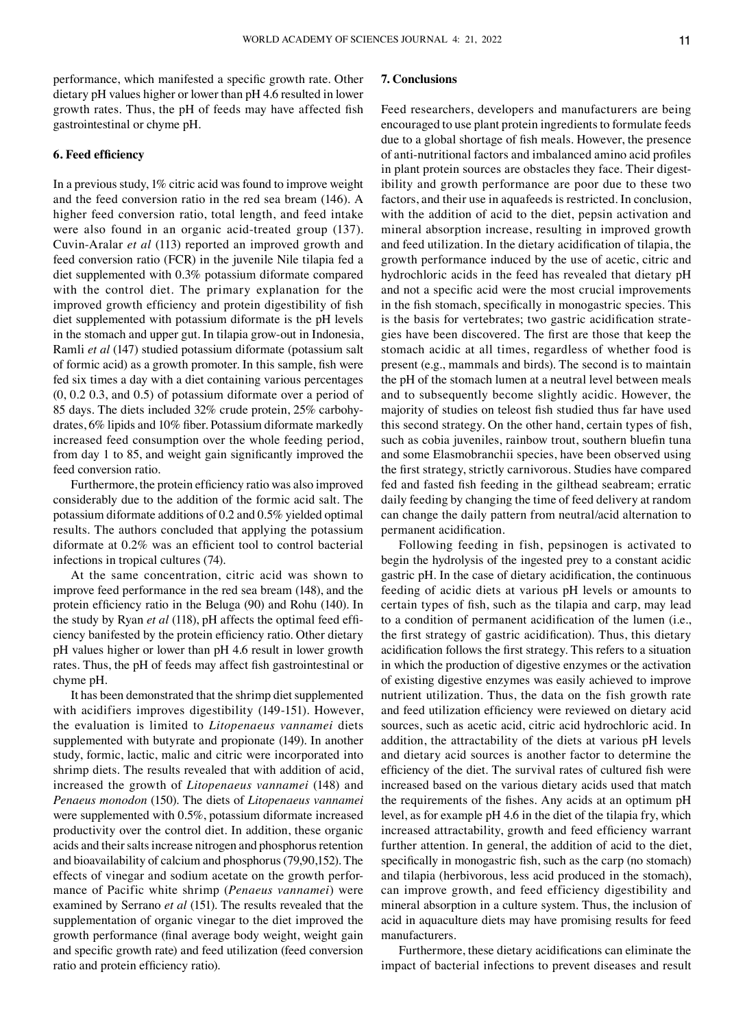performance, which manifested a specific growth rate. Other dietary pH values higher or lower than pH 4.6 resulted in lower growth rates. Thus, the pH of feeds may have affected fish gastrointestinal or chyme pH.

## 6. Feed efficiency

In a previous study, 1% citric acid was found to improve weight and the feed conversion ratio in the red sea bream (146). A higher feed conversion ratio, total length, and feed intake were also found in an organic acid-treated group (137). Cuvin-Aralar *et al* (113) reported an improved growth and feed conversion ratio (FCR) in the juvenile Nile tilapia fed a diet supplemented with 0.3% potassium diformate compared with the control diet. The primary explanation for the improved growth efficiency and protein digestibility of fish diet supplemented with potassium diformate is the pH levels in the stomach and upper gut. In tilapia grow-out in Indonesia, Ramli *et al* (147) studied potassium diformate (potassium salt of formic acid) as a growth promoter. In this sample, fish were fed six times a day with a diet containing various percentages (0, 0.2 0.3, and 0.5) of potassium diformate over a period of 85 days. The diets included 32% crude protein, 25% carbohydrates, 6% lipids and 10% fiber. Potassium diformate markedly increased feed consumption over the whole feeding period, from day 1 to 85, and weight gain significantly improved the feed conversion ratio.

Furthermore, the protein efficiency ratio was also improved considerably due to the addition of the formic acid salt. The potassium diformate additions of 0.2 and 0.5% yielded optimal results. The authors concluded that applying the potassium diformate at 0.2% was an efficient tool to control bacterial infections in tropical cultures (74).

At the same concentration, citric acid was shown to improve feed performance in the red sea bream (148), and the protein efficiency ratio in the Beluga (90) and Rohu (140). In the study by Ryan *et al* (118), pH affects the optimal feed efficiency banifested by the protein efficiency ratio. Other dietary pH values higher or lower than pH 4.6 result in lower growth rates. Thus, the pH of feeds may affect fish gastrointestinal or chyme pH.

It has been demonstrated that the shrimp diet supplemented with acidifiers improves digestibility (149-151). However, the evaluation is limited to *Litopenaeus vannamei* diets supplemented with butyrate and propionate (149). In another study, formic, lactic, malic and citric were incorporated into shrimp diets. The results revealed that with addition of acid, increased the growth of *Litopenaeus vannamei* (148) and *Penaeus monodon* (150). The diets of *Litopenaeus vannamei* were supplemented with 0.5%, potassium diformate increased productivity over the control diet. In addition, these organic acids and their salts increase nitrogen and phosphorus retention and bioavailability of calcium and phosphorus (79,90,152). The effects of vinegar and sodium acetate on the growth performance of Pacific white shrimp (*Penaeus vannamei*) were examined by Serrano *et al* (151). The results revealed that the supplementation of organic vinegar to the diet improved the growth performance (final average body weight, weight gain and specific growth rate) and feed utilization (feed conversion ratio and protein efficiency ratio).

## 7. Conclusions

Feed researchers, developers and manufacturers are being encouraged to use plant protein ingredients to formulate feeds due to a global shortage of fish meals. However, the presence of anti-nutritional factors and imbalanced amino acid profiles in plant protein sources are obstacles they face. Their digestibility and growth performance are poor due to these two factors, and their use in aquafeeds is restricted. In conclusion, with the addition of acid to the diet, pepsin activation and mineral absorption increase, resulting in improved growth and feed utilization. In the dietary acidification of tilapia, the growth performance induced by the use of acetic, citric and hydrochloric acids in the feed has revealed that dietary pH and not a specific acid were the most crucial improvements in the fish stomach, specifically in monogastric species. This is the basis for vertebrates; two gastric acidification strategies have been discovered. The first are those that keep the stomach acidic at all times, regardless of whether food is present (e.g., mammals and birds). The second is to maintain the pH of the stomach lumen at a neutral level between meals and to subsequently become slightly acidic. However, the majority of studies on teleost fish studied thus far have used this second strategy. On the other hand, certain types of fish, such as cobia juveniles, rainbow trout, southern bluefin tuna and some Elasmobranchii species, have been observed using the first strategy, strictly carnivorous. Studies have compared fed and fasted fish feeding in the gilthead seabream; erratic daily feeding by changing the time of feed delivery at random can change the daily pattern from neutral/acid alternation to permanent acidification.

Following feeding in fish, pepsinogen is activated to begin the hydrolysis of the ingested prey to a constant acidic gastric pH. In the case of dietary acidification, the continuous feeding of acidic diets at various pH levels or amounts to certain types of fish, such as the tilapia and carp, may lead to a condition of permanent acidification of the lumen (i.e., the first strategy of gastric acidification). Thus, this dietary acidification follows the first strategy. This refers to a situation in which the production of digestive enzymes or the activation of existing digestive enzymes was easily achieved to improve nutrient utilization. Thus, the data on the fish growth rate and feed utilization efficiency were reviewed on dietary acid sources, such as acetic acid, citric acid hydrochloric acid. In addition, the attractability of the diets at various pH levels and dietary acid sources is another factor to determine the efficiency of the diet. The survival rates of cultured fish were increased based on the various dietary acids used that match the requirements of the fishes. Any acids at an optimum pH level, as for example pH 4.6 in the diet of the tilapia fry, which increased attractability, growth and feed efficiency warrant further attention. In general, the addition of acid to the diet, specifically in monogastric fish, such as the carp (no stomach) and tilapia (herbivorous, less acid produced in the stomach), can improve growth, and feed efficiency digestibility and mineral absorption in a culture system. Thus, the inclusion of acid in aquaculture diets may have promising results for feed manufacturers.

Furthermore, these dietary acidifications can eliminate the impact of bacterial infections to prevent diseases and result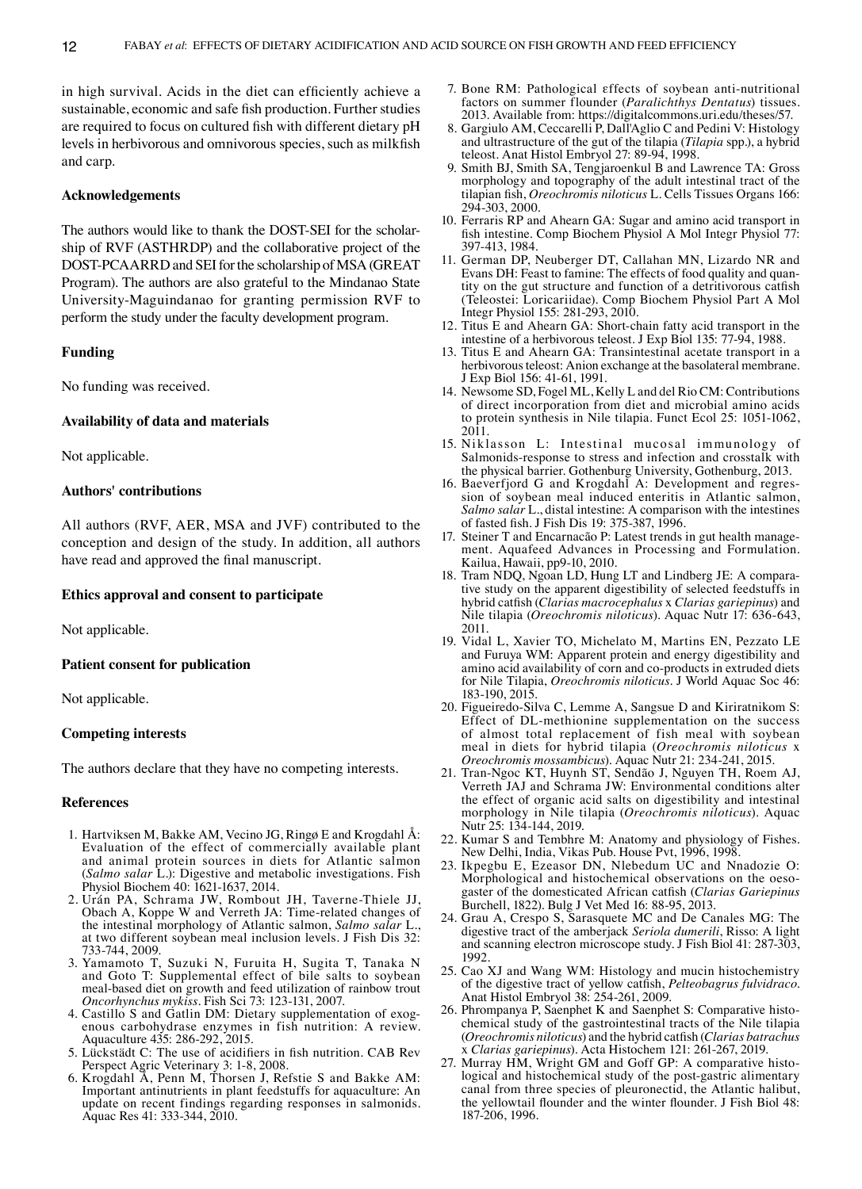in high survival. Acids in the diet can efficiently achieve a sustainable, economic and safe fish production. Further studies are required to focus on cultured fish with different dietary pH levels in herbivorous and omnivorous species, such as milkfish and carp.

## Acknowledgements

The authors would like to thank the DOST-SEI for the scholarship of RVF (ASTHRDP) and the collaborative project of the DOST-PCAARRD and SEI for the scholarship of MSA (GREAT Program). The authors are also grateful to the Mindanao State University-Maguindanao for granting permission RVF to perform the study under the faculty development program.

## Funding

No funding was received.

## Availability of data and materials

Not applicable.

## Authors' contributions

All authors (RVF, AER, MSA and JVF) contributed to the conception and design of the study. In addition, all authors have read and approved the final manuscript.

## Ethics approval and consent to participate

Not applicable.

## Patient consent for publication

Not applicable.

## Competing interests

The authors declare that they have no competing interests.

## References

1. Hartviksen M, Bakke AM, Vecino JG, Ringø E and Krogdahl Å: Evaluation of the effect of commercially available plant and animal protein sources in diets for Atlantic salmon (*Salmo salar* L.): Digestive and metabolic investigations. Fish Physiol Biochem 40: 1621-1637, 2014.
2. Urán PA, Schrama JW, Rombout JH, Taverne-Thiele JJ, Obach A, Koppe W and Verreth JA: Time-related changes of the intestinal morphology of Atlantic salmon, *Salmo salar* L., at two different soybean meal inclusion levels. J Fish Dis 32: 733-744, 2009.
3. Yamamoto T, Suzuki N, Furuita H, Sugita T, Tanaka N and Goto T: Supplemental effect of bile salts to soybean meal-based diet on growth and feed utilization of rainbow trout *Oncorhynchus mykiss*. Fish Sci 73: 123-131, 2007.
4. Castillo S and Gatlin DM: Dietary supplementation of exogenous carbohydrase enzymes in fish nutrition: A review. Aquaculture 435: 286-292, 2015.
5. Lückstädt C: The use of acidifiers in fish nutrition. CAB Rev Perspect Agric Veterinary 3: 1-8, 2008.
6. Krogdahl Å, Penn M, Thorsen J, Refstie S and Bakke AM: Important antinutrients in plant feedstuffs for aquaculture: An update on recent findings regarding responses in salmonids. Aquac Res 41: 333-344, 2010.
7. Bone RM: Pathological εffects of soybean anti-nutritional factors on summer flounder (*Paralichthys Dentatus*) tissues. 2013. Available from: https://digitalcommons.uri.edu/theses/57.
8. Gargiulo AM, Ceccarelli P, Dall'Aglio C and Pedini V: Histology and ultrastructure of the gut of the tilapia (*Tilapia* spp.), a hybrid teleost. Anat Histol Embryol 27: 89-94, 1998.
9. Smith BJ, Smith SA, Tengjaroenkul B and Lawrence TA: Gross morphology and topography of the adult intestinal tract of the tilapian fish, *Oreochromis niloticus* L. Cells Tissues Organs 166: 294-303, 2000.
10. Ferraris RP and Ahearn GA: Sugar and amino acid transport in fish intestine. Comp Biochem Physiol A Mol Integr Physiol 77: 397-413, 1984.
11. German DP, Neuberger DT, Callahan MN, Lizardo NR and Evans DH: Feast to famine: The effects of food quality and quantity on the gut structure and function of a detritivorous catfish (Teleostei: Loricariidae). Comp Biochem Physiol Part A Mol Integr Physiol 155: 281-293, 2010.
12. Titus E and Ahearn GA: Short-chain fatty acid transport in the intestine of a herbivorous teleost. J Exp Biol 135: 77-94, 1988.
13. Titus E and Ahearn GA: Transintestinal acetate transport in a herbivorous teleost: Anion exchange at the basolateral membrane. J Exp Biol 156: 41-61, 1991.
14. Newsome SD, Fogel ML, Kelly L and del Rio CM: Contributions of direct incorporation from diet and microbial amino acids to protein synthesis in Nile tilapia. Funct Ecol 25: 1051-1062, 2011.
15. Niklasson L: Intestinal mucosal immunology of Salmonids-response to stress and infection and crosstalk with the physical barrier. Gothenburg University, Gothenburg, 2013.
16. Baeverfjord G and Krogdahl A: Development and regression of soybean meal induced enteritis in Atlantic salmon, *Salmo salar* L., distal intestine: A comparison with the intestines of fasted fish. J Fish Dis 19: 375-387, 1996.
17. Steiner T and Encarnacão P: Latest trends in gut health management. Aquafeed Advances in Processing and Formulation. Kailua, Hawaii, pp9-10, 2010.
18. Tram NDQ, Ngoan LD, Hung LT and Lindberg JE: A comparative study on the apparent digestibility of selected feedstuffs in hybrid catfish (*Clarias macrocephalus* x *Clarias gariepinus*) and Nile tilapia (*Oreochromis niloticus*). Aquac Nutr 17: 636-643, 2011.
19. Vidal L, Xavier TO, Michelato M, Martins EN, Pezzato LE and Furuya WM: Apparent protein and energy digestibility and amino acid availability of corn and co-products in extruded diets for Nile Tilapia, *Oreochromis niloticus*. J World Aquac Soc 46: 183-190, 2015.
20. Figueiredo-Silva C, Lemme A, Sangsue D and Kiriratnikom S: Effect of DL-methionine supplementation on the success of almost total replacement of fish meal with soybean meal in diets for hybrid tilapia (*Oreochromis niloticus* x *Oreochromis mossambicus*). Aquac Nutr 21: 234-241, 2015.
21. Tran-Ngoc KT, Huynh ST, Sendão J, Nguyen TH, Roem AJ, Verreth JAJ and Schrama JW: Environmental conditions alter the effect of organic acid salts on digestibility and intestinal morphology in Nile tilapia (*Oreochromis niloticus*). Aquac Nutr 25: 134-144, 2019.
22. Kumar S and Tembhre M: Anatomy and physiology of Fishes. New Delhi, India, Vikas Pub. House Pvt, 1996, 1998.
23. Ikpegbu E, Ezeasor DN, Nlebedum UC and Nnadozie O: Morphological and histochemical observations on the oesogaster of the domesticated African catfish (*Clarias Gariepinus* Burchell, 1822). Bulg J Vet Med 16: 88-95, 2013.
24. Grau A, Crespo S, Sarasquete MC and De Canales MG: The digestive tract of the amberjack *Seriola dumerili*, Risso: A light and scanning electron microscope study. J Fish Biol 41: 287-303, 1992.
25. Cao XJ and Wang WM: Histology and mucin histochemistry of the digestive tract of yellow catfish, *Pelteobagrus fulvidraco*. Anat Histol Embryol 38: 254-261, 2009.
26. Phrompanya P, Saenphet K and Saenphet S: Comparative histochemical study of the gastrointestinal tracts of the Nile tilapia (*Oreochromis niloticus*) and the hybrid catfish (*Clarias batrachus* x *Clarias gariepinus*). Acta Histochem 121: 261-267, 2019.
27. Murray HM, Wright GM and Goff GP: A comparative histological and histochemical study of the post-gastric alimentary canal from three species of pleuronectid, the Atlantic halibut, the yellowtail flounder and the winter flounder. J Fish Biol 48: 187-206, 1996.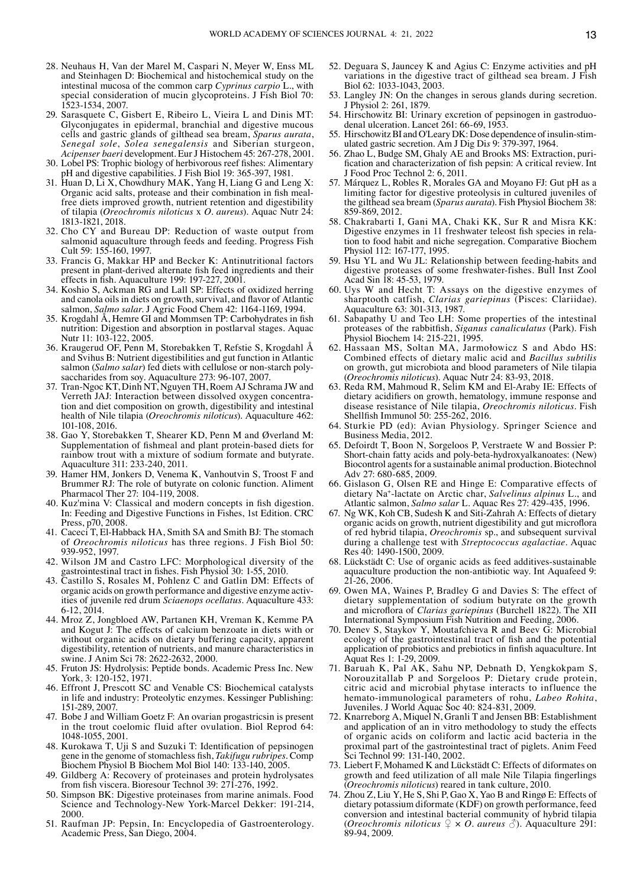28. Neuhaus H, Van der Marel M, Caspari N, Meyer W, Enss ML and Steinhagen D: Biochemical and histochemical study on the intestinal mucosa of the common carp *Cyprinus carpio* L., with special consideration of mucin glycoproteins. J Fish Biol 70: 1523-1534, 2007.
29. Sarasquete C, Gisbert E, Ribeiro L, Vieira L and Dinis MT: Glyconjugates in epidermal, branchial and digestive mucous cells and gastric glands of gilthead sea bream, *Sparus aurata*, *Senegal sole*, *Solea senegalensis* and Siberian sturgeon, *Acipenser baeri* development. Eur J Histochem 45: 267-278, 2001.
30. Lobel PS: Trophic biology of herbivorous reef fishes: Alimentary pH and digestive capabilities. J Fish Biol 19: 365-397, 1981.
31. Huan D, Li X, Chowdhury MAK, Yang H, Liang G and Leng X: Organic acid salts, protease and their combination in fish meal-free diets improved growth, nutrient retention and digestibility of tilapia (*Oreochromis niloticus* x *O. aureus*). Aquac Nutr 24: 1813-1821, 2018.
32. Cho CY and Bureau DP: Reduction of waste output from salmonid aquaculture through feeds and feeding. Progress Fish Cult 59: 155-160, 1997.
33. Francis G, Makkar HP and Becker K: Antinutritional factors present in plant-derived alternate fish feed ingredients and their effects in fish. Aquaculture 199: 197-227, 2001.
34. Koshio S, Ackman RG and Lall SP: Effects of oxidized herring and canola oils in diets on growth, survival, and flavor of Atlantic salmon, *Salmo salar*. J Agric Food Chem 42: 1164-1169, 1994.
35. Krogdahl Å, Hemre GI and Mommsen TP: Carbohydrates in fish nutrition: Digestion and absorption in postlarval stages. Aquac Nutr 11: 103-122, 2005.
36. Kraugerud OF, Penn M, Storebakken T, Refstie S, Krogdahl Å and Svihus B: Nutrient digestibilities and gut function in Atlantic salmon (*Salmo salar*) fed diets with cellulose or non-starch polysaccharides from soy. Aquaculture 273: 96-107, 2007.
37. Tran-Ngoc KT, Dinh NT, Nguyen TH, Roem AJ Schrama JW and Verreth JAJ: Interaction between dissolved oxygen concentration and diet composition on growth, digestibility and intestinal health of Nile tilapia (*Oreochromis niloticus*). Aquaculture 462: 101-108, 2016.
38. Gao Y, Storebakken T, Shearer KD, Penn M and Øverland M: Supplementation of fishmeal and plant protein-based diets for rainbow trout with a mixture of sodium formate and butyrate. Aquaculture 311: 233-240, 2011.
39. Hamer HM, Jonkers D, Venema K, Vanhoutvin S, Troost F and Brummer RJ: The role of butyrate on colonic function. Aliment Pharmacol Ther 27: 104-119, 2008.
40. Kuz'mina V: Classical and modern concepts in fish digestion. In: Feeding and Digestive Functions in Fishes, 1st Edition. CRC Press, p70, 2008.
41. Caceci T, El-Habback HA, Smith SA and Smith BJ: The stomach of *Oreochromis niloticus* has three regions. J Fish Biol 50: 939-952, 1997.
42. Wilson JM and Castro LFC: Morphological diversity of the gastrointestinal tract in fishes. Fish Physiol 30: 1-55, 2010.
43. Castillo S, Rosales M, Pohlenz C and Gatlin DM: Effects of organic acids on growth performance and digestive enzyme activities of juvenile red drum *Sciaenops ocellatus*. Aquaculture 433: 6-12, 2014.
44. Mroz Z, Jongbloed AW, Partanen KH, Vreman K, Kemme PA and Kogut J: The effects of calcium benzoate in diets with or without organic acids on dietary buffering capacity, apparent digestibility, retention of nutrients, and manure characteristics in swine. J Anim Sci 78: 2622-2632, 2000.
45. Fruton JS: Hydrolysis: Peptide bonds. Academic Press Inc. New York, 3: 120-152, 1971.
46. Effront J, Prescott SC and Venable CS: Biochemical catalysts in life and industry: Proteolytic enzymes. Kessinger Publishing: 151-289, 2007.
47. Bobe J and William Goetz F: An ovarian progastricsin is present in the trout coelomic fluid after ovulation. Biol Reprod 64: 1048-1055, 2001.
48. Kurokawa T, Uji S and Suzuki T: Identification of pepsinogen gene in the genome of stomachless fish, *Takifugu rubripes*. Comp Biochem Physiol B Biochem Mol Biol 140: 133-140, 2005.
49. Gildberg A: Recovery of proteinases and protein hydrolysates from fish viscera. Bioresour Technol 39: 271-276, 1992.
50. Simpson BK: Digestive proteinases from marine animals. Food Science and Technology-New York-Marcel Dekker: 191-214, 2000.
51. Raufman JP: Pepsin, In: Encyclopedia of Gastroenterology. Academic Press, San Diego, 2004.
52. Deguara S, Jauncey K and Agius C: Enzyme activities and pH variations in the digestive tract of gilthead sea bream. J Fish Biol 62: 1033-1043, 2003.
53. Langley JN: On the changes in serous glands during secretion. J Physiol 2: 261, 1879.
54. Hirschowitz BI: Urinary excretion of pepsinogen in gastroduodenal ulceration. Lancet 261: 66-69, 1953.
55. Hirschowitz BI and O'Leary DK: Dose dependence of insulin-stimulated gastric secretion. Am J Dig Dis 9: 379-397, 1964.
56. Zhao L, Budge SM, Ghaly AE and Brooks MS: Extraction, purification and characterization of fish pepsin: A critical review. Int J Food Proc Technol 2: 6, 2011.
57. Márquez L, Robles R, Morales GA and Moyano FJ: Gut pH as a limiting factor for digestive proteolysis in cultured juveniles of the gilthead sea bream (*Sparus aurata*). Fish Physiol Biochem 38: 859-869, 2012.
58. Chakrabarti I, Gani MA, Chaki KK, Sur R and Misra KK: Digestive enzymes in 11 freshwater teleost fish species in relation to food habit and niche segregation. Comparative Biochem Physiol 112: 167-177, 1995.
59. Hsu YL and Wu JL: Relationship between feeding-habits and digestive proteases of some freshwater-fishes. Bull Inst Zool Acad Sin 18: 45-53, 1979.
60. Uys W and Hecht T: Assays on the digestive enzymes of sharptooth catfish, *Clarias gariepinus* (Pisces: Clariidae). Aquaculture 63: 301-313, 1987.
61. Sabapathy U and Teo LH: Some properties of the intestinal proteases of the rabbitfish, *Siganus canaliculatus* (Park). Fish Physiol Biochem 14: 215-221, 1995.
62. Hassaan MS, Soltan MA, Jarmołowicz S and Abdo HS: Combined effects of dietary malic acid and *Bacillus subtilis* on growth, gut microbiota and blood parameters of Nile tilapia (*Oreochromis niloticus*). Aquac Nutr 24: 83-93, 2018.
63. Reda RM, Mahmoud R, Selim KM and El-Araby IE: Effects of dietary acidifiers on growth, hematology, immune response and disease resistance of Nile tilapia, *Oreochromis niloticus*. Fish Shellfish Immunol 50: 255-262, 2016.
64. Sturkie PD (ed): Avian Physiology. Springer Science and Business Media, 2012.
65. Defoirdt T, Boon N, Sorgeloos P, Verstraete W and Bossier P: Short-chain fatty acids and poly-beta-hydroxyalkanoates: (New) Biocontrol agents for a sustainable animal production. Biotechnol Adv 27: 680-685, 2009.
66. Gislason G, Olsen RE and Hinge E: Comparative effects of dietary $Na^+$-lactate on Arctic char, *Salvelinus alpinus* L., and Atlantic salmon, *Salmo salar* L. Aquac Res 27: 429-435, 1996.
67. Ng WK, Koh CB, Sudesh K and Siti-Zahrah A: Effects of dietary organic acids on growth, nutrient digestibility and gut microflora of red hybrid tilapia, *Oreochromis* sp., and subsequent survival during a challenge test with *Streptococcus agalactiae*. Aquac Res 40: 1490-1500, 2009.
68. Lückstädt C: Use of organic acids as feed additives-sustainable aquaculture production the non-antibiotic way. Int Aquafeed 9: 21-26, 2006.
69. Owen MA, Waines P, Bradley G and Davies S: The effect of dietary supplementation of sodium butyrate on the growth and microflora of *Clarias gariepinus* (Burchell 1822). The XII International Symposium Fish Nutrition and Feeding, 2006.
70. Denev S, Staykov Y, Moutafchieva R and Beev G: Microbial ecology of the gastrointestinal tract of fish and the potential application of probiotics and prebiotics in finfish aquaculture. Int Aquat Res 1: 1-29, 2009.
71. Baruah K, Pal AK, Sahu NP, Debnath D, Yengkokpam S, Norouzitallab P and Sorgeloos P: Dietary crude protein, citric acid and microbial phytase interacts to influence the hemato-immunological parameters of rohu, *Labeo Rohita*, Juveniles. J World Aquac Soc 40: 824-831, 2009.
72. Knarreborg A, Miquel N, Granli T and Jensen BB: Establishment and application of an in vitro methodology to study the effects of organic acids on coliform and lactic acid bacteria in the proximal part of the gastrointestinal tract of piglets. Anim Feed Sci Technol 99: 131-140, 2002.
73. Liebert F, Mohamed K and Lückstädt C: Effects of diformates on growth and feed utilization of all male Nile Tilapia fingerlings (*Oreochromis niloticus*) reared in tank culture, 2010.
74. Zhou Z, Liu Y, He S, Shi P, Gao X, Yao B and Ringø E: Effects of dietary potassium diformate (KDF) on growth performance, feed conversion and intestinal bacterial community of hybrid tilapia (*Oreochromis niloticus* ♀ × *O. aureus* ♂). Aquaculture 291: 89-94, 2009.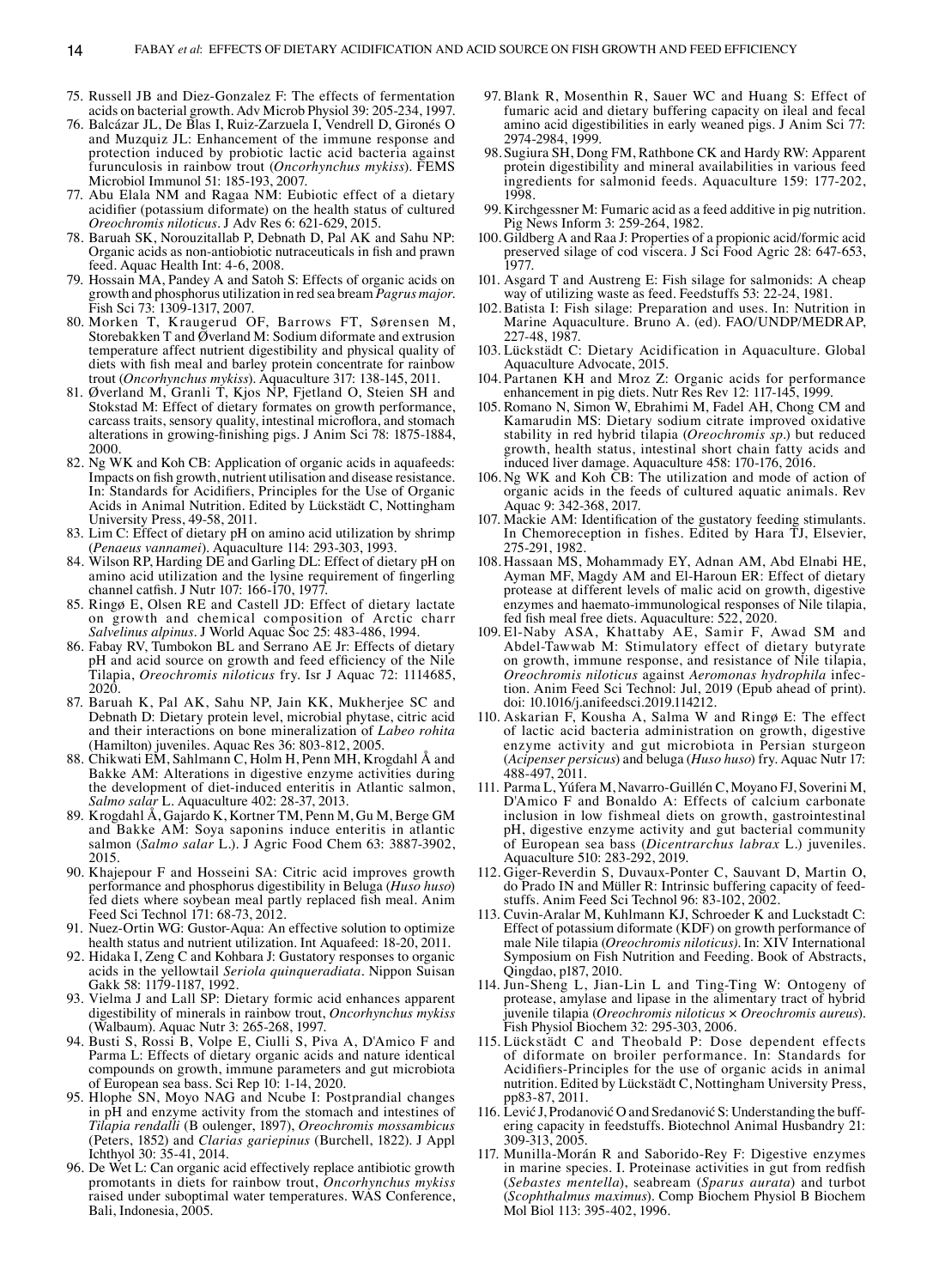75. Russell JB and Diez-Gonzalez F: The effects of fermentation acids on bacterial growth. Adv Microb Physiol 39: 205-234, 1997.
76. Balcázar JL, De Blas I, Ruiz-Zarzuela I, Vendrell D, Gironés O and Muzquiz JL: Enhancement of the immune response and protection induced by probiotic lactic acid bacteria against furunculosis in rainbow trout (*Oncorhynchus mykiss*). FEMS Microbiol Immunol 51: 185-193, 2007.
77. Abu Elala NM and Ragaa NM: Eubiotic effect of a dietary acidifier (potassium diformate) on the health status of cultured *Oreochromis niloticus*. J Adv Res 6: 621-629, 2015.
78. Baruah SK, Norouzitallab P, Debnath D, Pal AK and Sahu NP: Organic acids as non-antiobiotic nutraceuticals in fish and prawn feed. Aquac Health Int: 4-6, 2008.
79. Hossain MA, Pandey A and Satoh S: Effects of organic acids on growth and phosphorus utilization in red sea bream *Pagrus major*. Fish Sci 73: 1309-1317, 2007.
80. Morken T, Kraugerud OF, Barrows FT, Sørensen M, Storebakken T and Øverland M: Sodium diformate and extrusion temperature affect nutrient digestibility and physical quality of diets with fish meal and barley protein concentrate for rainbow trout (*Oncorhynchus mykiss*). Aquaculture 317: 138-145, 2011.
81. Øverland M, Granli T, Kjos NP, Fjetland O, Steien SH and Stokstad M: Effect of dietary formates on growth performance, carcass traits, sensory quality, intestinal microflora, and stomach alterations in growing-finishing pigs. J Anim Sci 78: 1875-1884, 2000.
82. Ng WK and Koh CB: Application of organic acids in aquafeeds: Impacts on fish growth, nutrient utilisation and disease resistance. In: Standards for Acidifiers, Principles for the Use of Organic Acids in Animal Nutrition. Edited by Lückstädt C, Nottingham University Press, 49-58, 2011.
83. Lim C: Effect of dietary pH on amino acid utilization by shrimp (*Penaeus vannamei*). Aquaculture 114: 293-303, 1993.
84. Wilson RP, Harding DE and Garling DL: Effect of dietary pH on amino acid utilization and the lysine requirement of fingerling channel catfish. J Nutr 107: 166-170, 1977.
85. Ringø E, Olsen RE and Castell JD: Effect of dietary lactate on growth and chemical composition of Arctic charr *Salvelinus alpinus*. J World Aquac Soc 25: 483-486, 1994.
86. Fabay RV, Tumbokon BL and Serrano AE Jr: Effects of dietary pH and acid source on growth and feed efficiency of the Nile Tilapia, *Oreochromis niloticus* fry. Isr J Aquac 72: 1114685, 2020.
87. Baruah K, Pal AK, Sahu NP, Jain KK, Mukherjee SC and Debnath D: Dietary protein level, microbial phytase, citric acid and their interactions on bone mineralization of *Labeo rohita* (Hamilton) juveniles. Aquac Res 36: 803-812, 2005.
88. Chikwati EM, Sahlmann C, Holm H, Penn MH, Krogdahl Å and Bakke AM: Alterations in digestive enzyme activities during the development of diet-induced enteritis in Atlantic salmon, *Salmo salar* L. Aquaculture 402: 28-37, 2013.
89. Krogdahl Å, Gajardo K, Kortner TM, Penn M, Gu M, Berge GM and Bakke AM: Soya saponins induce enteritis in atlantic salmon (*Salmo salar* L.). J Agric Food Chem 63: 3887-3902, 2015.
90. Khajepour F and Hosseini SA: Citric acid improves growth performance and phosphorus digestibility in Beluga (*Huso huso*) fed diets where soybean meal partly replaced fish meal. Anim Feed Sci Technol 171: 68-73, 2012.
91. Nuez-Ortin WG: Gustor-Aqua: An effective solution to optimize health status and nutrient utilization. Int Aquafeed: 18-20, 2011.
92. Hidaka I, Zeng C and Kohbara J: Gustatory responses to organic acids in the yellowtail *Seriola quinqueradiata*. Nippon Suisan Gakk 58: 1179-1187, 1992.
93. Vielma J and Lall SP: Dietary formic acid enhances apparent digestibility of minerals in rainbow trout, *Oncorhynchus mykiss* (Walbaum). Aquac Nutr 3: 265-268, 1997.
94. Busti S, Rossi B, Volpe E, Ciulli S, Piva A, D'Amico F and Parma L: Effects of dietary organic acids and nature identical compounds on growth, immune parameters and gut microbiota of European sea bass. Sci Rep 10: 1-14, 2020.
95. Hlophe SN, Moyo NAG and Ncube I: Postprandial changes in pH and enzyme activity from the stomach and intestines of *Tilapia rendalli* (B oulenger, 1897), *Oreochromis mossambicus* (Peters, 1852) and *Clarias gariepinus* (Burchell, 1822). J Appl Ichthyol 30: 35-41, 2014.
96. De Wet L: Can organic acid effectively replace antibiotic growth promotants in diets for rainbow trout, *Oncorhynchus mykiss* raised under suboptimal water temperatures. WAS Conference, Bali, Indonesia, 2005.
97. Blank R, Mosenthin R, Sauer WC and Huang S: Effect of fumaric acid and dietary buffering capacity on ileal and fecal amino acid digestibilities in early weaned pigs. J Anim Sci 77: 2974-2984, 1999.
98. Sugiura SH, Dong FM, Rathbone CK and Hardy RW: Apparent protein digestibility and mineral availabilities in various feed ingredients for salmonid feeds. Aquaculture 159: 177-202, 1998.
99. Kirchgessner M: Fumaric acid as a feed additive in pig nutrition. Pig News Inform 3: 259-264, 1982.
100. Gildberg A and Raa J: Properties of a propionic acid/formic acid preserved silage of cod viscera. J Sci Food Agric 28: 647-653, 1977.
101. Asgard T and Austreng E: Fish silage for salmonids: A cheap way of utilizing waste as feed. Feedstuffs 53: 22-24, 1981.
102. Batista I: Fish silage: Preparation and uses. In: Nutrition in Marine Aquaculture. Bruno A. (ed). FAO/UNDP/MEDRAP, 227-48, 1987.
103. Lückstädt C: Dietary Acidification in Aquaculture. Global Aquaculture Advocate, 2015.
104. Partanen KH and Mroz Z: Organic acids for performance enhancement in pig diets. Nutr Res Rev 12: 117-145, 1999.
105. Romano N, Simon W, Ebrahimi M, Fadel AH, Chong CM and Kamarudin MS: Dietary sodium citrate improved oxidative stability in red hybrid tilapia (*Oreochromis sp.*) but reduced growth, health status, intestinal short chain fatty acids and induced liver damage. Aquaculture 458: 170-176, 2016.
106. Ng WK and Koh CB: The utilization and mode of action of organic acids in the feeds of cultured aquatic animals. Rev Aquac 9: 342-368, 2017.
107. Mackie AM: Identification of the gustatory feeding stimulants. In Chemoreception in fishes. Edited by Hara TJ, Elsevier, 275-291, 1982.
108. Hassaan MS, Mohammady EY, Adnan AM, Abd Elnabi HE, Ayman MF, Magdy AM and El-Haroun ER: Effect of dietary protease at different levels of malic acid on growth, digestive enzymes and haemato-immunological responses of Nile tilapia, fed fish meal free diets. Aquaculture: 522, 2020.
109. El-Naby ASA, Khattaby AE, Samir F, Awad SM and Abdel-Tawwab M: Stimulatory effect of dietary butyrate on growth, immune response, and resistance of Nile tilapia, *Oreochromis niloticus* against *Aeromonas hydrophila* infection. Anim Feed Sci Technol: Jul, 2019 (Epub ahead of print). doi: 10.1016/j.anifeedsci.2019.114212.
110. Askarian F, Kousha A, Salma W and Ringø E: The effect of lactic acid bacteria administration on growth, digestive enzyme activity and gut microbiota in Persian sturgeon (*Acipenser persicus*) and beluga (*Huso huso*) fry. Aquac Nutr 17: 488-497, 2011.
111. Parma L, Yúfera M, Navarro-Guillén C, Moyano FJ, Soverini M, D'Amico F and Bonaldo A: Effects of calcium carbonate inclusion in low fishmeal diets on growth, gastrointestinal pH, digestive enzyme activity and gut bacterial community of European sea bass (*Dicentrarchus labrax* L.) juveniles. Aquaculture 510: 283-292, 2019.
112. Giger-Reverdin S, Duvaux-Ponter C, Sauvant D, Martin O, do Prado IN and Müller R: Intrinsic buffering capacity of feedstuffs. Anim Feed Sci Technol 96: 83-102, 2002.
113. Cuvin-Aralar M, Kuhlmann KJ, Schroeder K and Luckstadt C: Effect of potassium diformate (KDF) on growth performance of male Nile tilapia (*Oreochromis niloticus*). In: XIV International Symposium on Fish Nutrition and Feeding. Book of Abstracts, Qingdao, p187, 2010.
114. Jun-Sheng L, Jian-Lin L and Ting-Ting W: Ontogeny of protease, amylase and lipase in the alimentary tract of hybrid juvenile tilapia (*Oreochromis niloticus* × *Oreochromis aureus*). Fish Physiol Biochem 32: 295-303, 2006.
115. Lückstädt C and Theobald P: Dose dependent effects of diformate on broiler performance. In: Standards for Acidifiers-Principles for the use of organic acids in animal nutrition. Edited by Lückstädt C, Nottingham University Press, pp83-87, 2011.
116. Lević J, Prodanović O and Sredanović S: Understanding the buffering capacity in feedstuffs. Biotechnol Animal Husbandry 21: 309-313, 2005.
117. Munilla-Morán R and Saborido-Rey F: Digestive enzymes in marine species. I. Proteinase activities in gut from redfish (*Sebastes mentella*), seabream (*Sparus aurata*) and turbot (*Scophthalmus maximus*). Comp Biochem Physiol B Biochem Mol Biol 113: 395-402, 1996.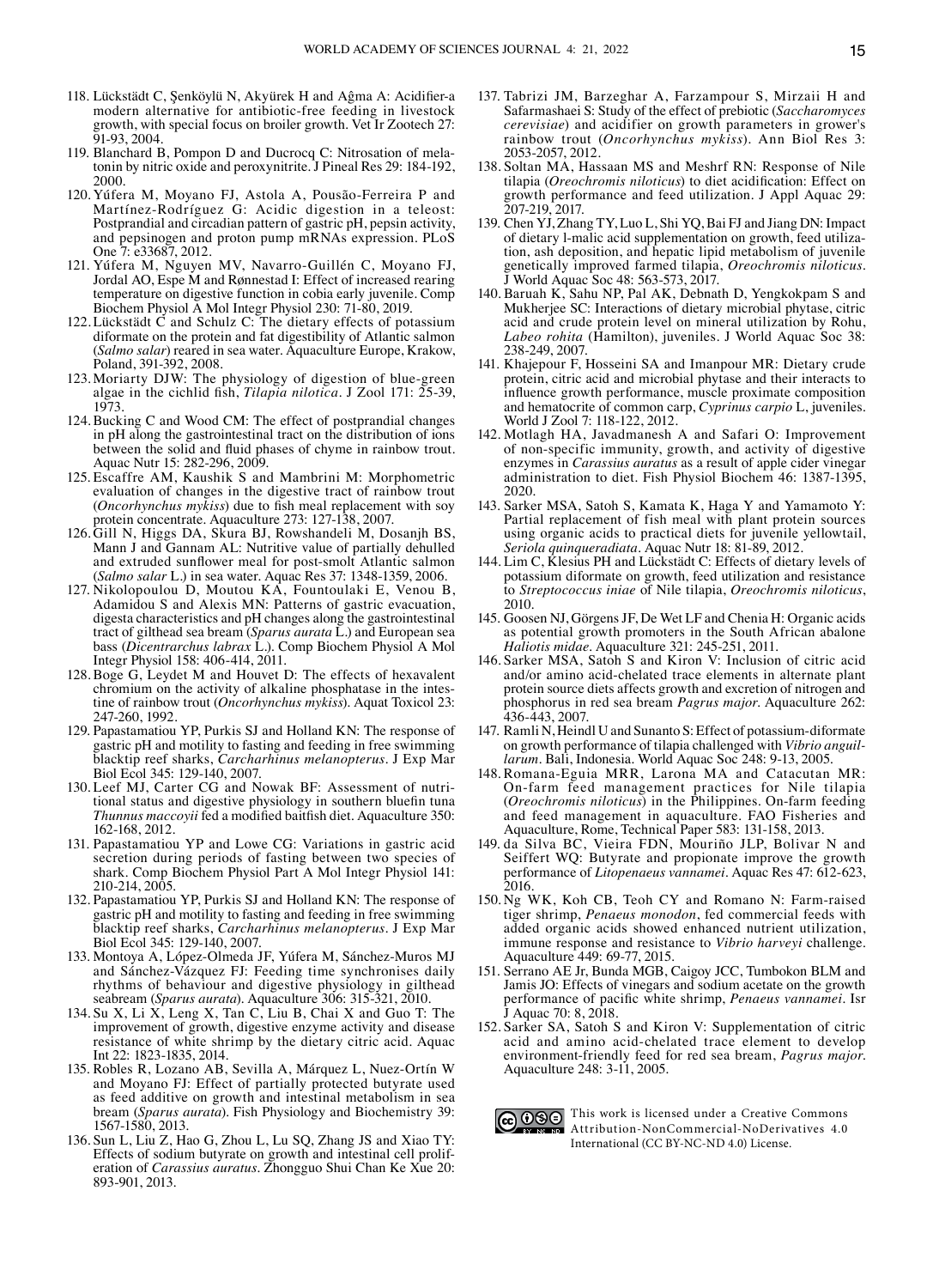118. Lückstädt C, Şenköylü N, Akyürek H and Aĝma A: Acidifier-a modern alternative for antibiotic-free feeding in livestock growth, with special focus on broiler growth. Vet Ir Zootech 27: 91-93, 2004.
119. Blanchard B, Pompon D and Ducrocq C: Nitrosation of melatonin by nitric oxide and peroxynitrite. J Pineal Res 29: 184-192, 2000.
120. Yúfera M, Moyano FJ, Astola A, Pousão-Ferreira P and Martínez-Rodríguez G: Acidic digestion in a teleost: Postprandial and circadian pattern of gastric pH, pepsin activity, and pepsinogen and proton pump mRNAs expression. PLoS One 7: e33687, 2012.
121. Yúfera M, Nguyen MV, Navarro-Guillén C, Moyano FJ, Jordal AO, Espe M and Rønnestad I: Effect of increased rearing temperature on digestive function in cobia early juvenile. Comp Biochem Physiol A Mol Integr Physiol 230: 71-80, 2019.
122. Lückstädt C and Schulz C: The dietary effects of potassium diformate on the protein and fat digestibility of Atlantic salmon (*Salmo salar*) reared in sea water. Aquaculture Europe, Krakow, Poland, 391-392, 2008.
123. Moriarty DJW: The physiology of digestion of blue-green algae in the cichlid fish, *Tilapia nilotica*. J Zool 171: 25-39, 1973.
124. Bucking C and Wood CM: The effect of postprandial changes in pH along the gastrointestinal tract on the distribution of ions between the solid and fluid phases of chyme in rainbow trout. Aquac Nutr 15: 282-296, 2009.
125. Escaffre AM, Kaushik S and Mambrini M: Morphometric evaluation of changes in the digestive tract of rainbow trout (*Oncorhynchus mykiss*) due to fish meal replacement with soy protein concentrate. Aquaculture 273: 127-138, 2007.
126. Gill N, Higgs DA, Skura BJ, Rowshandeli M, Dosanjh BS, Mann J and Gannam AL: Nutritive value of partially dehulled and extruded sunflower meal for post-smolt Atlantic salmon (*Salmo salar* L.) in sea water. Aquac Res 37: 1348-1359, 2006.
127. Nikolopoulou D, Moutou KA, Fountoulaki E, Venou B, Adamidou S and Alexis MN: Patterns of gastric evacuation, digesta characteristics and pH changes along the gastrointestinal tract of gilthead sea bream (*Sparus aurata* L.) and European sea bass (*Dicentrarchus labrax* L.). Comp Biochem Physiol A Mol Integr Physiol 158: 406-414, 2011.
128. Boge G, Leydet M and Houvet D: The effects of hexavalent chromium on the activity of alkaline phosphatase in the intestine of rainbow trout (*Oncorhynchus mykiss*). Aquat Toxicol 23: 247-260, 1992.
129. Papastamatiou YP, Purkis SJ and Holland KN: The response of gastric pH and motility to fasting and feeding in free swimming blacktip reef sharks, *Carcharhinus melanopterus*. J Exp Mar Biol Ecol 345: 129-140, 2007.
130. Leef MJ, Carter CG and Nowak BF: Assessment of nutritional status and digestive physiology in southern bluefin tuna *Thunnus maccoyii* fed a modified baitfish diet. Aquaculture 350: 162-168, 2012.
131. Papastamatiou YP and Lowe CG: Variations in gastric acid secretion during periods of fasting between two species of shark. Comp Biochem Physiol Part A Mol Integr Physiol 141: 210-214, 2005.
132. Papastamatiou YP, Purkis SJ and Holland KN: The response of gastric pH and motility to fasting and feeding in free swimming blacktip reef sharks, *Carcharhinus melanopterus*. J Exp Mar Biol Ecol 345: 129-140, 2007.
133. Montoya A, López-Olmeda JF, Yúfera M, Sánchez-Muros MJ and Sánchez-Vázquez FJ: Feeding time synchronises daily rhythms of behaviour and digestive physiology in gilthead seabream (*Sparus aurata*). Aquaculture 306: 315-321, 2010.
134. Su X, Li X, Leng X, Tan C, Liu B, Chai X and Guo T: The improvement of growth, digestive enzyme activity and disease resistance of white shrimp by the dietary citric acid. Aquac Int 22: 1823-1835, 2014.
135. Robles R, Lozano AB, Sevilla A, Márquez L, Nuez-Ortín W and Moyano FJ: Effect of partially protected butyrate used as feed additive on growth and intestinal metabolism in sea bream (*Sparus aurata*). Fish Physiology and Biochemistry 39: 1567-1580, 2013.
136. Sun L, Liu Z, Hao G, Zhou L, Lu SQ, Zhang JS and Xiao TY: Effects of sodium butyrate on growth and intestinal cell proliferation of *Carassius auratus*. Zhongguo Shui Chan Ke Xue 20: 893-901, 2013.
137. Tabrizi JM, Barzeghar A, Farzampour S, Mirzaii H and Safarmashaei S: Study of the effect of prebiotic (*Saccharomyces cerevisiae*) and acidifier on growth parameters in grower's rainbow trout (*Oncorhynchus mykiss*). Ann Biol Res 3: 2053-2057, 2012.
138. Soltan MA, Hassaan MS and Meshrf RN: Response of Nile tilapia (*Oreochromis niloticus*) to diet acidification: Effect on growth performance and feed utilization. J Appl Aquac 29: 207-219, 2017.
139. Chen YJ, Zhang TY, Luo L, Shi YQ, Bai FJ and Jiang DN: Impact of dietary l-malic acid supplementation on growth, feed utilization, ash deposition, and hepatic lipid metabolism of juvenile genetically improved farmed tilapia, *Oreochromis niloticus*. J World Aquac Soc 48: 563-573, 2017.
140. Baruah K, Sahu NP, Pal AK, Debnath D, Yengkokpam S and Mukherjee SC: Interactions of dietary microbial phytase, citric acid and crude protein level on mineral utilization by Rohu, *Labeo rohita* (Hamilton), juveniles. J World Aquac Soc 38: 238-249, 2007.
141. Khajepour F, Hosseini SA and Imanpour MR: Dietary crude protein, citric acid and microbial phytase and their interacts to influence growth performance, muscle proximate composition and hematocrite of common carp, *Cyprinus carpio* L, juveniles. World J Zool 7: 118-122, 2012.
142. Motlagh HA, Javadmanesh A and Safari O: Improvement of non-specific immunity, growth, and activity of digestive enzymes in *Carassius auratus* as a result of apple cider vinegar administration to diet. Fish Physiol Biochem 46: 1387-1395, 2020.
143. Sarker MSA, Satoh S, Kamata K, Haga Y and Yamamoto Y: Partial replacement of fish meal with plant protein sources using organic acids to practical diets for juvenile yellowtail, *Seriola quinqueradiata*. Aquac Nutr 18: 81-89, 2012.
144. Lim C, Klesius PH and Lückstädt C: Effects of dietary levels of potassium diformate on growth, feed utilization and resistance to *Streptococcus iniae* of Nile tilapia, *Oreochromis niloticus*, 2010.
145. Goosen NJ, Görgens JF, De Wet LF and Chenia H: Organic acids as potential growth promoters in the South African abalone *Haliotis midae*. Aquaculture 321: 245-251, 2011.
146. Sarker MSA, Satoh S and Kiron V: Inclusion of citric acid and/or amino acid-chelated trace elements in alternate plant protein source diets affects growth and excretion of nitrogen and phosphorus in red sea bream *Pagrus major*. Aquaculture 262: 436-443, 2007.
147. Ramli N, Heindl U and Sunanto S: Effect of potassium-diformate on growth performance of tilapia challenged with *Vibrio anguillarum*. Bali, Indonesia. World Aquac Soc 248: 9-13, 2005.
148. Romana-Eguia MRR, Larona MA and Catacutan MR: On-farm feed management practices for Nile tilapia (*Oreochromis niloticus*) in the Philippines. On-farm feeding and feed management in aquaculture. FAO Fisheries and Aquaculture, Rome, Technical Paper 583: 131-158, 2013.
149. da Silva BC, Vieira FDN, Mouriño JLP, Bolivar N and Seiffert WQ: Butyrate and propionate improve the growth performance of *Litopenaeus vannamei*. Aquac Res 47: 612-623, 2016.
150. Ng WK, Koh CB, Teoh CY and Romano N: Farm-raised tiger shrimp, *Penaeus monodon*, fed commercial feeds with added organic acids showed enhanced nutrient utilization, immune response and resistance to *Vibrio harveyi* challenge. Aquaculture 449: 69-77, 2015.
151. Serrano AE Jr, Bunda MGB, Caigoy JCC, Tumbokon BLM and Jamis JO: Effects of vinegars and sodium acetate on the growth performance of pacific white shrimp, *Penaeus vannamei*. Isr J Aquac 70: 8, 2018.
152. Sarker SA, Satoh S and Kiron V: Supplementation of citric acid and amino acid-chelated trace element to develop environment-friendly feed for red sea bream, *Pagrus major*. Aquaculture 248: 3-11, 2005.

This work is licensed under a Creative Commons Attribution-NonCommercial-NoDerivatives 4.0 International (CC BY-NC-ND 4.0) License.